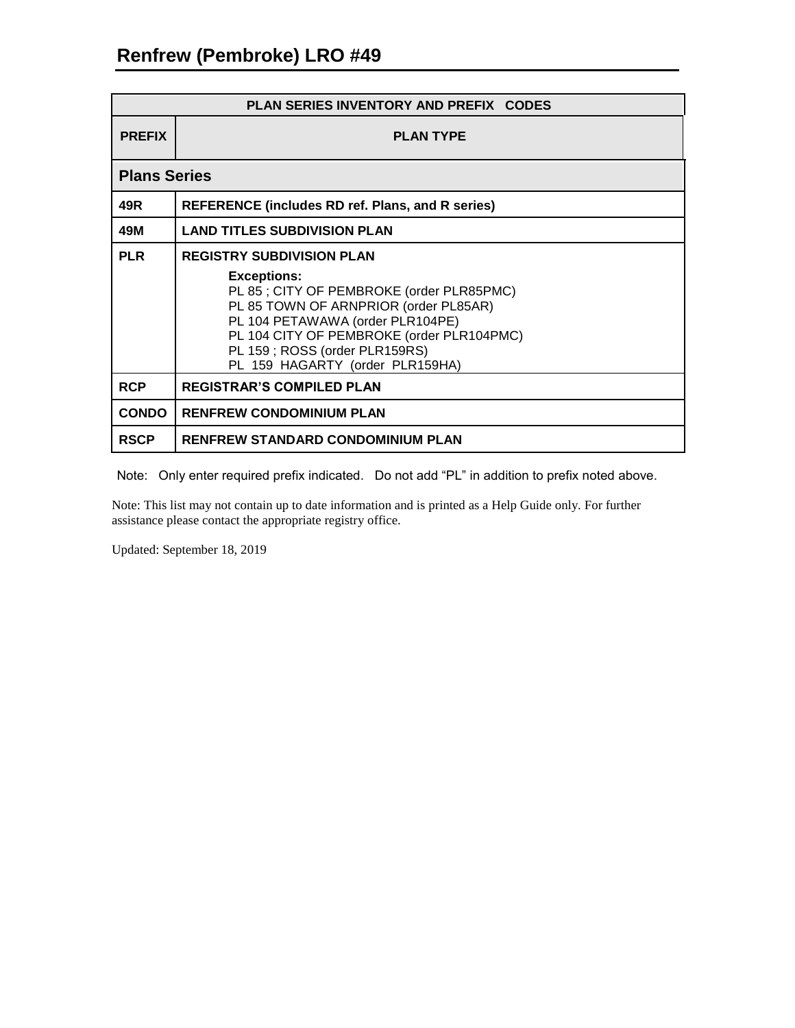# Renfrew (Pembroke) LRO #49

| PLAN SERIES INVENTORY AND PREFIX CODES | |
|---|---|
| **PREFIX** | **PLAN TYPE** |
| **Plans Series** | |
| **49R** | **REFERENCE (includes RD ref. Plans, and R series)** |
| **49M** | **LAND TITLES SUBDIVISION PLAN** |
| **PLR** | **REGISTRY SUBDIVISION PLAN**<br>**Exceptions:**<br>PL 85 ; CITY OF PEMBROKE (order PLR85PMC)<br>PL 85 TOWN OF ARNPRIOR (order PL85AR)<br>PL 104 PETAWAWA (order PLR104PE)<br>PL 104 CITY OF PEMBROKE (order PLR104PMC)<br>PL 159 ; ROSS (order PLR159RS)<br>PL 159 HAGARTY (order PLR159HA) |
| **RCP** | **REGISTRAR'S COMPILED PLAN** |
| **CONDO** | **RENFREW CONDOMINIUM PLAN** |
| **RSCP** | **RENFREW STANDARD CONDOMINIUM PLAN** |

Note: Only enter required prefix indicated. Do not add "PL" in addition to prefix noted above.

Note: This list may not contain up to date information and is printed as a Help Guide only. For further assistance please contact the appropriate registry office.

Updated: September 18, 2019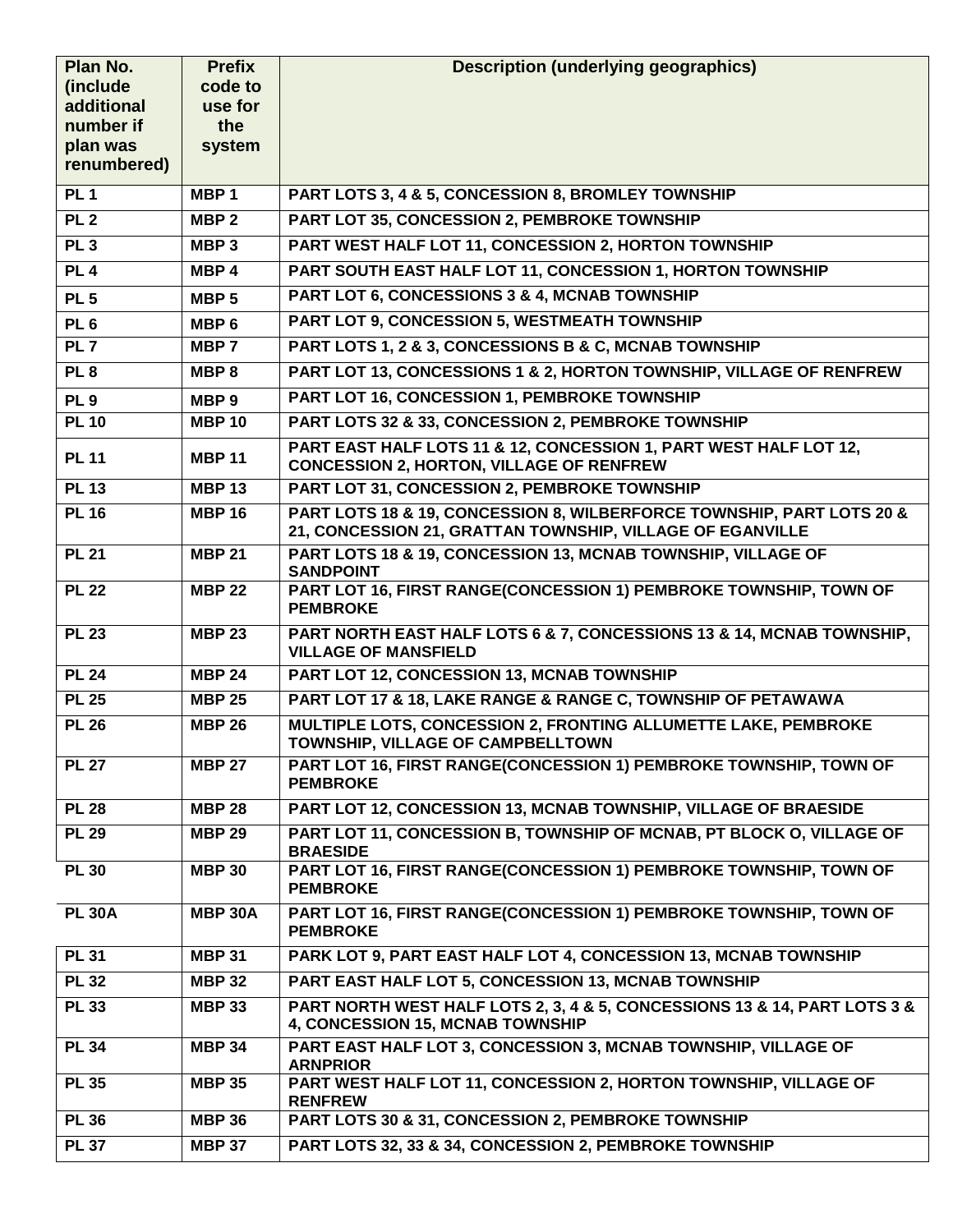| Plan No. (include additional number if plan was renumbered) | Prefix code to use for the system | Description (underlying geographics) |
|---|---|---|
| PL 1 | MBP 1 | PART LOTS 3, 4 & 5, CONCESSION 8, BROMLEY TOWNSHIP |
| PL 2 | MBP 2 | PART LOT 35, CONCESSION 2, PEMBROKE TOWNSHIP |
| PL 3 | MBP 3 | PART WEST HALF LOT 11, CONCESSION 2, HORTON TOWNSHIP |
| PL 4 | MBP 4 | PART SOUTH EAST HALF LOT 11, CONCESSION 1, HORTON TOWNSHIP |
| PL 5 | MBP 5 | PART LOT 6, CONCESSIONS 3 & 4, MCNAB TOWNSHIP |
| PL 6 | MBP 6 | PART LOT 9, CONCESSION 5, WESTMEATH TOWNSHIP |
| PL 7 | MBP 7 | PART LOTS 1, 2 & 3, CONCESSIONS B & C, MCNAB TOWNSHIP |
| PL 8 | MBP 8 | PART LOT 13, CONCESSIONS 1 & 2, HORTON TOWNSHIP, VILLAGE OF RENFREW |
| PL 9 | MBP 9 | PART LOT 16, CONCESSION 1, PEMBROKE TOWNSHIP |
| PL 10 | MBP 10 | PART LOTS 32 & 33, CONCESSION 2, PEMBROKE TOWNSHIP |
| PL 11 | MBP 11 | PART EAST HALF LOTS 11 & 12, CONCESSION 1, PART WEST HALF LOT 12, CONCESSION 2, HORTON, VILLAGE OF RENFREW |
| PL 13 | MBP 13 | PART LOT 31, CONCESSION 2, PEMBROKE TOWNSHIP |
| PL 16 | MBP 16 | PART LOTS 18 & 19, CONCESSION 8, WILBERFORCE TOWNSHIP, PART LOTS 20 & 21, CONCESSION 21, GRATTAN TOWNSHIP, VILLAGE OF EGANVILLE |
| PL 21 | MBP 21 | PART LOTS 18 & 19, CONCESSION 13, MCNAB TOWNSHIP, VILLAGE OF SANDPOINT |
| PL 22 | MBP 22 | PART LOT 16, FIRST RANGE(CONCESSION 1) PEMBROKE TOWNSHIP, TOWN OF PEMBROKE |
| PL 23 | MBP 23 | PART NORTH EAST HALF LOTS 6 & 7, CONCESSIONS 13 & 14, MCNAB TOWNSHIP, VILLAGE OF MANSFIELD |
| PL 24 | MBP 24 | PART LOT 12, CONCESSION 13, MCNAB TOWNSHIP |
| PL 25 | MBP 25 | PART LOT 17 & 18, LAKE RANGE & RANGE C, TOWNSHIP OF PETAWAWA |
| PL 26 | MBP 26 | MULTIPLE LOTS, CONCESSION 2, FRONTING ALLUMETTE LAKE, PEMBROKE TOWNSHIP, VILLAGE OF CAMPBELLTOWN |
| PL 27 | MBP 27 | PART LOT 16, FIRST RANGE(CONCESSION 1) PEMBROKE TOWNSHIP, TOWN OF PEMBROKE |
| PL 28 | MBP 28 | PART LOT 12, CONCESSION 13, MCNAB TOWNSHIP, VILLAGE OF BRAESIDE |
| PL 29 | MBP 29 | PART LOT 11, CONCESSION B, TOWNSHIP OF MCNAB, PT BLOCK O, VILLAGE OF BRAESIDE |
| PL 30 | MBP 30 | PART LOT 16, FIRST RANGE(CONCESSION 1) PEMBROKE TOWNSHIP, TOWN OF PEMBROKE |
| PL 30A | MBP 30A | PART LOT 16, FIRST RANGE(CONCESSION 1) PEMBROKE TOWNSHIP, TOWN OF PEMBROKE |
| PL 31 | MBP 31 | PARK LOT 9, PART EAST HALF LOT 4, CONCESSION 13, MCNAB TOWNSHIP |
| PL 32 | MBP 32 | PART EAST HALF LOT 5, CONCESSION 13, MCNAB TOWNSHIP |
| PL 33 | MBP 33 | PART NORTH WEST HALF LOTS 2, 3, 4 & 5, CONCESSIONS 13 & 14, PART LOTS 3 & 4, CONCESSION 15, MCNAB TOWNSHIP |
| PL 34 | MBP 34 | PART EAST HALF LOT 3, CONCESSION 3, MCNAB TOWNSHIP, VILLAGE OF ARNPRIOR |
| PL 35 | MBP 35 | PART WEST HALF LOT 11, CONCESSION 2, HORTON TOWNSHIP, VILLAGE OF RENFREW |
| PL 36 | MBP 36 | PART LOTS 30 & 31, CONCESSION 2, PEMBROKE TOWNSHIP |
| PL 37 | MBP 37 | PART LOTS 32, 33 & 34, CONCESSION 2, PEMBROKE TOWNSHIP |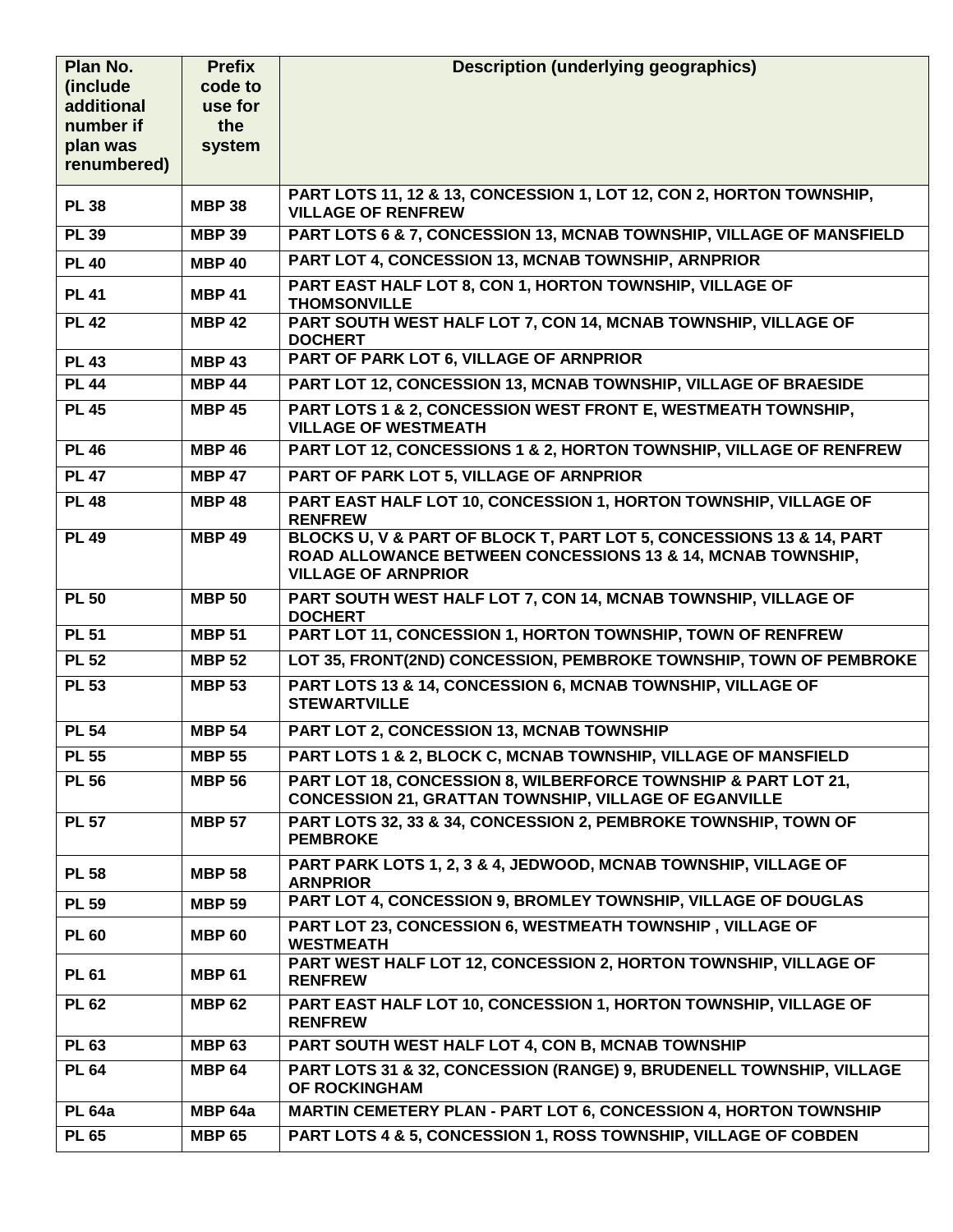| Plan No. (include additional number if plan was renumbered) | Prefix code to use for the system | Description (underlying geographics) |
|---|---|---|
| **PL 38** | **MBP 38** | **PART LOTS 11, 12 & 13, CONCESSION 1, LOT 12, CON 2, HORTON TOWNSHIP, VILLAGE OF RENFREW** |
| **PL 39** | **MBP 39** | **PART LOTS 6 & 7, CONCESSION 13, MCNAB TOWNSHIP, VILLAGE OF MANSFIELD** |
| **PL 40** | **MBP 40** | **PART LOT 4, CONCESSION 13, MCNAB TOWNSHIP, ARNPRIOR** |
| **PL 41** | **MBP 41** | **PART EAST HALF LOT 8, CON 1, HORTON TOWNSHIP, VILLAGE OF THOMSONVILLE** |
| **PL 42** | **MBP 42** | **PART SOUTH WEST HALF LOT 7, CON 14, MCNAB TOWNSHIP, VILLAGE OF DOCHERT** |
| **PL 43** | **MBP 43** | **PART OF PARK LOT 6, VILLAGE OF ARNPRIOR** |
| **PL 44** | **MBP 44** | **PART LOT 12, CONCESSION 13, MCNAB TOWNSHIP, VILLAGE OF BRAESIDE** |
| **PL 45** | **MBP 45** | **PART LOTS 1 & 2, CONCESSION WEST FRONT E, WESTMEATH TOWNSHIP, VILLAGE OF WESTMEATH** |
| **PL 46** | **MBP 46** | **PART LOT 12, CONCESSIONS 1 & 2, HORTON TOWNSHIP, VILLAGE OF RENFREW** |
| **PL 47** | **MBP 47** | **PART OF PARK LOT 5, VILLAGE OF ARNPRIOR** |
| **PL 48** | **MBP 48** | **PART EAST HALF LOT 10, CONCESSION 1, HORTON TOWNSHIP, VILLAGE OF RENFREW** |
| **PL 49** | **MBP 49** | **BLOCKS U, V & PART OF BLOCK T, PART LOT 5, CONCESSIONS 13 & 14, PART ROAD ALLOWANCE BETWEEN CONCESSIONS 13 & 14, MCNAB TOWNSHIP, VILLAGE OF ARNPRIOR** |
| **PL 50** | **MBP 50** | **PART SOUTH WEST HALF LOT 7, CON 14, MCNAB TOWNSHIP, VILLAGE OF DOCHERT** |
| **PL 51** | **MBP 51** | **PART LOT 11, CONCESSION 1, HORTON TOWNSHIP, TOWN OF RENFREW** |
| **PL 52** | **MBP 52** | **LOT 35, FRONT(2ND) CONCESSION, PEMBROKE TOWNSHIP, TOWN OF PEMBROKE** |
| **PL 53** | **MBP 53** | **PART LOTS 13 & 14, CONCESSION 6, MCNAB TOWNSHIP, VILLAGE OF STEWARTVILLE** |
| **PL 54** | **MBP 54** | **PART LOT 2, CONCESSION 13, MCNAB TOWNSHIP** |
| **PL 55** | **MBP 55** | **PART LOTS 1 & 2, BLOCK C, MCNAB TOWNSHIP, VILLAGE OF MANSFIELD** |
| **PL 56** | **MBP 56** | **PART LOT 18, CONCESSION 8, WILBERFORCE TOWNSHIP & PART LOT 21, CONCESSION 21, GRATTAN TOWNSHIP, VILLAGE OF EGANVILLE** |
| **PL 57** | **MBP 57** | **PART LOTS 32, 33 & 34, CONCESSION 2, PEMBROKE TOWNSHIP, TOWN OF PEMBROKE** |
| **PL 58** | **MBP 58** | **PART PARK LOTS 1, 2, 3 & 4, JEDWOOD, MCNAB TOWNSHIP, VILLAGE OF ARNPRIOR** |
| **PL 59** | **MBP 59** | **PART LOT 4, CONCESSION 9, BROMLEY TOWNSHIP, VILLAGE OF DOUGLAS** |
| **PL 60** | **MBP 60** | **PART LOT 23, CONCESSION 6, WESTMEATH TOWNSHIP , VILLAGE OF WESTMEATH** |
| **PL 61** | **MBP 61** | **PART WEST HALF LOT 12, CONCESSION 2, HORTON TOWNSHIP, VILLAGE OF RENFREW** |
| **PL 62** | **MBP 62** | **PART EAST HALF LOT 10, CONCESSION 1, HORTON TOWNSHIP, VILLAGE OF RENFREW** |
| **PL 63** | **MBP 63** | **PART SOUTH WEST HALF LOT 4, CON B, MCNAB TOWNSHIP** |
| **PL 64** | **MBP 64** | **PART LOTS 31 & 32, CONCESSION (RANGE) 9, BRUDENELL TOWNSHIP, VILLAGE OF ROCKINGHAM** |
| **PL 64a** | **MBP 64a** | **MARTIN CEMETERY PLAN - PART LOT 6, CONCESSION 4, HORTON TOWNSHIP** |
| **PL 65** | **MBP 65** | **PART LOTS 4 & 5, CONCESSION 1, ROSS TOWNSHIP, VILLAGE OF COBDEN** |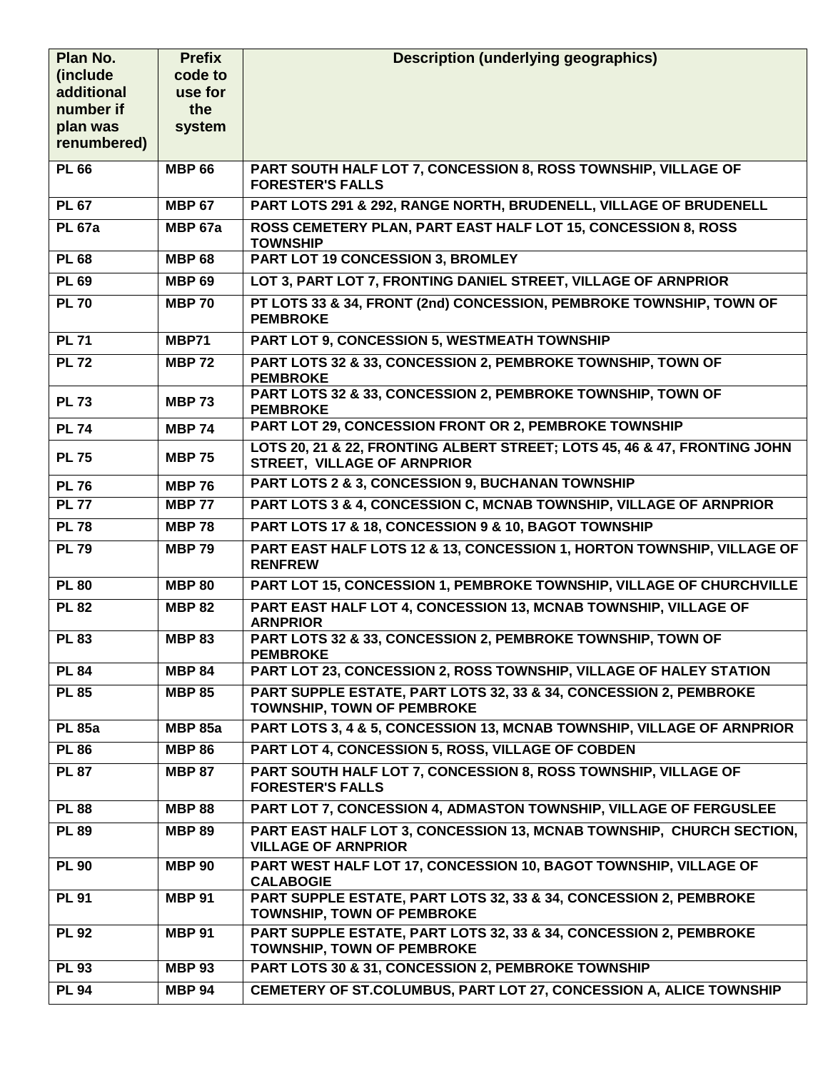| Plan No. (include additional number if plan was renumbered) | Prefix code to use for the system | Description (underlying geographics) |
|---|---|---|
| PL 66 | MBP 66 | PART SOUTH HALF LOT 7, CONCESSION 8, ROSS TOWNSHIP, VILLAGE OF FORESTER'S FALLS |
| PL 67 | MBP 67 | PART LOTS 291 & 292, RANGE NORTH, BRUDENELL, VILLAGE OF BRUDENELL |
| PL 67a | MBP 67a | ROSS CEMETERY PLAN, PART EAST HALF LOT 15, CONCESSION 8, ROSS TOWNSHIP |
| PL 68 | MBP 68 | PART LOT 19 CONCESSION 3, BROMLEY |
| PL 69 | MBP 69 | LOT 3, PART LOT 7, FRONTING DANIEL STREET, VILLAGE OF ARNPRIOR |
| PL 70 | MBP 70 | PT LOTS 33 & 34, FRONT (2nd) CONCESSION, PEMBROKE TOWNSHIP, TOWN OF PEMBROKE |
| PL 71 | MBP71 | PART LOT 9, CONCESSION 5, WESTMEATH TOWNSHIP |
| PL 72 | MBP 72 | PART LOTS 32 & 33, CONCESSION 2, PEMBROKE TOWNSHIP, TOWN OF PEMBROKE |
| PL 73 | MBP 73 | PART LOTS 32 & 33, CONCESSION 2, PEMBROKE TOWNSHIP, TOWN OF PEMBROKE |
| PL 74 | MBP 74 | PART LOT 29, CONCESSION FRONT OR 2, PEMBROKE TOWNSHIP |
| PL 75 | MBP 75 | LOTS 20, 21 & 22, FRONTING ALBERT STREET; LOTS 45, 46 & 47, FRONTING JOHN STREET, VILLAGE OF ARNPRIOR |
| PL 76 | MBP 76 | PART LOTS 2 & 3, CONCESSION 9, BUCHANAN TOWNSHIP |
| PL 77 | MBP 77 | PART LOTS 3 & 4, CONCESSION C, MCNAB TOWNSHIP, VILLAGE OF ARNPRIOR |
| PL 78 | MBP 78 | PART LOTS 17 & 18, CONCESSION 9 & 10, BAGOT TOWNSHIP |
| PL 79 | MBP 79 | PART EAST HALF LOTS 12 & 13, CONCESSION 1, HORTON TOWNSHIP, VILLAGE OF RENFREW |
| PL 80 | MBP 80 | PART LOT 15, CONCESSION 1, PEMBROKE TOWNSHIP, VILLAGE OF CHURCHVILLE |
| PL 82 | MBP 82 | PART EAST HALF LOT 4, CONCESSION 13, MCNAB TOWNSHIP, VILLAGE OF ARNPRIOR |
| PL 83 | MBP 83 | PART LOTS 32 & 33, CONCESSION 2, PEMBROKE TOWNSHIP, TOWN OF PEMBROKE |
| PL 84 | MBP 84 | PART LOT 23, CONCESSION 2, ROSS TOWNSHIP, VILLAGE OF HALEY STATION |
| PL 85 | MBP 85 | PART SUPPLE ESTATE, PART LOTS 32, 33 & 34, CONCESSION 2, PEMBROKE TOWNSHIP, TOWN OF PEMBROKE |
| PL 85a | MBP 85a | PART LOTS 3, 4 & 5, CONCESSION 13, MCNAB TOWNSHIP, VILLAGE OF ARNPRIOR |
| PL 86 | MBP 86 | PART LOT 4, CONCESSION 5, ROSS, VILLAGE OF COBDEN |
| PL 87 | MBP 87 | PART SOUTH HALF LOT 7, CONCESSION 8, ROSS TOWNSHIP, VILLAGE OF FORESTER'S FALLS |
| PL 88 | MBP 88 | PART LOT 7, CONCESSION 4, ADMASTON TOWNSHIP, VILLAGE OF FERGUSLEE |
| PL 89 | MBP 89 | PART EAST HALF LOT 3, CONCESSION 13, MCNAB TOWNSHIP, CHURCH SECTION, VILLAGE OF ARNPRIOR |
| PL 90 | MBP 90 | PART WEST HALF LOT 17, CONCESSION 10, BAGOT TOWNSHIP, VILLAGE OF CALABOGIE |
| PL 91 | MBP 91 | PART SUPPLE ESTATE, PART LOTS 32, 33 & 34, CONCESSION 2, PEMBROKE TOWNSHIP, TOWN OF PEMBROKE |
| PL 92 | MBP 91 | PART SUPPLE ESTATE, PART LOTS 32, 33 & 34, CONCESSION 2, PEMBROKE TOWNSHIP, TOWN OF PEMBROKE |
| PL 93 | MBP 93 | PART LOTS 30 & 31, CONCESSION 2, PEMBROKE TOWNSHIP |
| PL 94 | MBP 94 | CEMETERY OF ST.COLUMBUS, PART LOT 27, CONCESSION A, ALICE TOWNSHIP |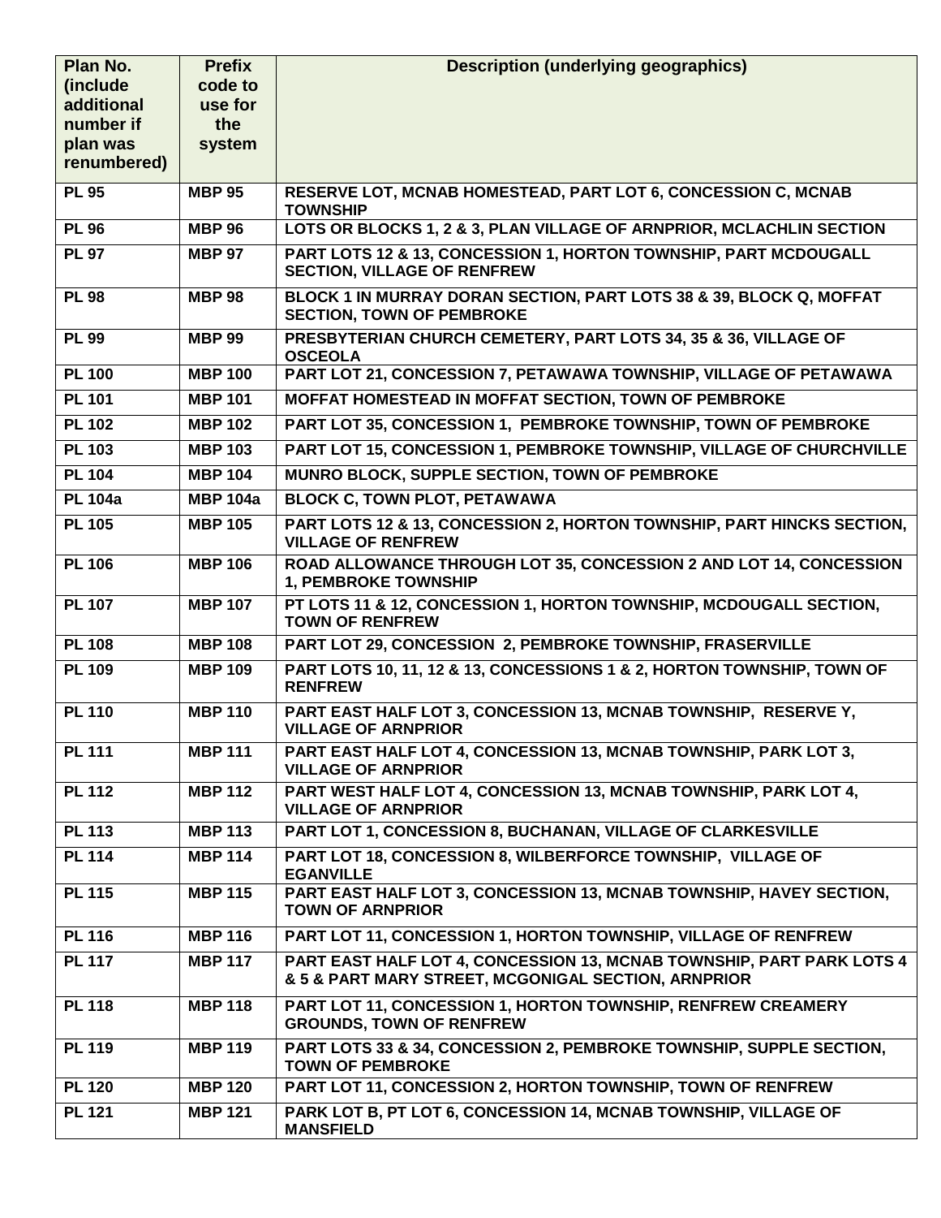| Plan No. (include additional number if plan was renumbered) | Prefix code to use for the system | Description (underlying geographics) |
|---|---|---|
| PL 95 | MBP 95 | RESERVE LOT, MCNAB HOMESTEAD, PART LOT 6, CONCESSION C, MCNAB TOWNSHIP |
| PL 96 | MBP 96 | LOTS OR BLOCKS 1, 2 & 3, PLAN VILLAGE OF ARNPRIOR, MCLACHLIN SECTION |
| PL 97 | MBP 97 | PART LOTS 12 & 13, CONCESSION 1, HORTON TOWNSHIP, PART MCDOUGALL SECTION, VILLAGE OF RENFREW |
| PL 98 | MBP 98 | BLOCK 1 IN MURRAY DORAN SECTION, PART LOTS 38 & 39, BLOCK Q, MOFFAT SECTION, TOWN OF PEMBROKE |
| PL 99 | MBP 99 | PRESBYTERIAN CHURCH CEMETERY, PART LOTS 34, 35 & 36, VILLAGE OF OSCEOLA |
| PL 100 | MBP 100 | PART LOT 21, CONCESSION 7, PETAWAWA TOWNSHIP, VILLAGE OF PETAWAWA |
| PL 101 | MBP 101 | MOFFAT HOMESTEAD IN MOFFAT SECTION, TOWN OF PEMBROKE |
| PL 102 | MBP 102 | PART LOT 35, CONCESSION 1, PEMBROKE TOWNSHIP, TOWN OF PEMBROKE |
| PL 103 | MBP 103 | PART LOT 15, CONCESSION 1, PEMBROKE TOWNSHIP, VILLAGE OF CHURCHVILLE |
| PL 104 | MBP 104 | MUNRO BLOCK, SUPPLE SECTION, TOWN OF PEMBROKE |
| PL 104a | MBP 104a | BLOCK C, TOWN PLOT, PETAWAWA |
| PL 105 | MBP 105 | PART LOTS 12 & 13, CONCESSION 2, HORTON TOWNSHIP, PART HINCKS SECTION, VILLAGE OF RENFREW |
| PL 106 | MBP 106 | ROAD ALLOWANCE THROUGH LOT 35, CONCESSION 2 AND LOT 14, CONCESSION 1, PEMBROKE TOWNSHIP |
| PL 107 | MBP 107 | PT LOTS 11 & 12, CONCESSION 1, HORTON TOWNSHIP, MCDOUGALL SECTION, TOWN OF RENFREW |
| PL 108 | MBP 108 | PART LOT 29, CONCESSION 2, PEMBROKE TOWNSHIP, FRASERVILLE |
| PL 109 | MBP 109 | PART LOTS 10, 11, 12 & 13, CONCESSIONS 1 & 2, HORTON TOWNSHIP, TOWN OF RENFREW |
| PL 110 | MBP 110 | PART EAST HALF LOT 3, CONCESSION 13, MCNAB TOWNSHIP, RESERVE Y, VILLAGE OF ARNPRIOR |
| PL 111 | MBP 111 | PART EAST HALF LOT 4, CONCESSION 13, MCNAB TOWNSHIP, PARK LOT 3, VILLAGE OF ARNPRIOR |
| PL 112 | MBP 112 | PART WEST HALF LOT 4, CONCESSION 13, MCNAB TOWNSHIP, PARK LOT 4, VILLAGE OF ARNPRIOR |
| PL 113 | MBP 113 | PART LOT 1, CONCESSION 8, BUCHANAN, VILLAGE OF CLARKESVILLE |
| PL 114 | MBP 114 | PART LOT 18, CONCESSION 8, WILBERFORCE TOWNSHIP, VILLAGE OF EGANVILLE |
| PL 115 | MBP 115 | PART EAST HALF LOT 3, CONCESSION 13, MCNAB TOWNSHIP, HAVEY SECTION, TOWN OF ARNPRIOR |
| PL 116 | MBP 116 | PART LOT 11, CONCESSION 1, HORTON TOWNSHIP, VILLAGE OF RENFREW |
| PL 117 | MBP 117 | PART EAST HALF LOT 4, CONCESSION 13, MCNAB TOWNSHIP, PART PARK LOTS 4 & 5 & PART MARY STREET, MCGONIGAL SECTION, ARNPRIOR |
| PL 118 | MBP 118 | PART LOT 11, CONCESSION 1, HORTON TOWNSHIP, RENFREW CREAMERY GROUNDS, TOWN OF RENFREW |
| PL 119 | MBP 119 | PART LOTS 33 & 34, CONCESSION 2, PEMBROKE TOWNSHIP, SUPPLE SECTION, TOWN OF PEMBROKE |
| PL 120 | MBP 120 | PART LOT 11, CONCESSION 2, HORTON TOWNSHIP, TOWN OF RENFREW |
| PL 121 | MBP 121 | PARK LOT B, PT LOT 6, CONCESSION 14, MCNAB TOWNSHIP, VILLAGE OF MANSFIELD |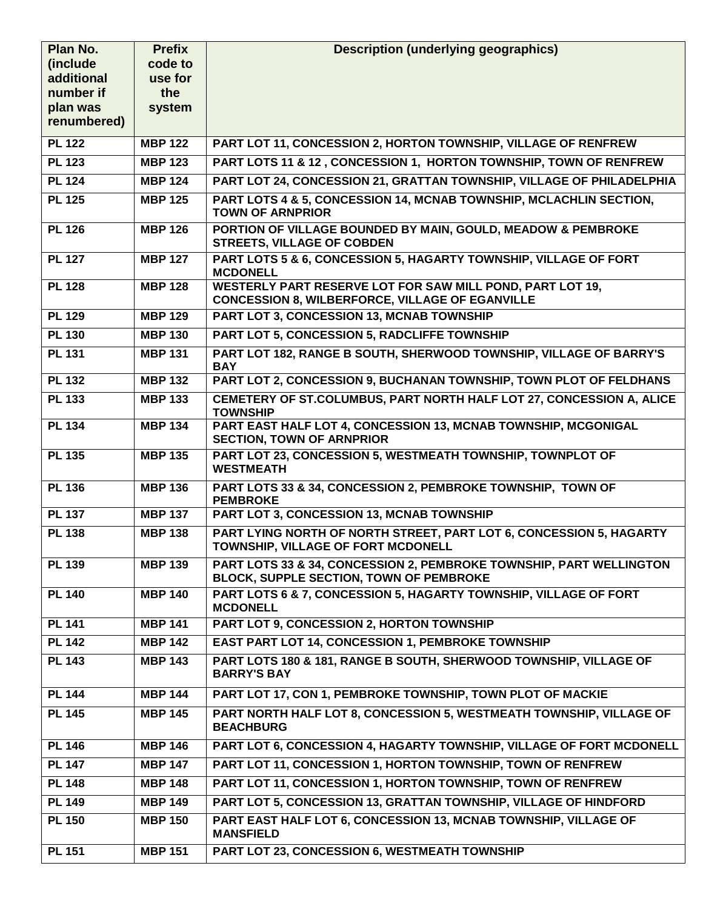| Plan No. (include additional number if plan was renumbered) | Prefix code to use for the system | Description (underlying geographics) |
|---|---|---|
| PL 122 | MBP 122 | PART LOT 11, CONCESSION 2, HORTON TOWNSHIP, VILLAGE OF RENFREW |
| PL 123 | MBP 123 | PART LOTS 11 & 12 , CONCESSION 1, HORTON TOWNSHIP, TOWN OF RENFREW |
| PL 124 | MBP 124 | PART LOT 24, CONCESSION 21, GRATTAN TOWNSHIP, VILLAGE OF PHILADELPHIA |
| PL 125 | MBP 125 | PART LOTS 4 & 5, CONCESSION 14, MCNAB TOWNSHIP, MCLACHLIN SECTION, TOWN OF ARNPRIOR |
| PL 126 | MBP 126 | PORTION OF VILLAGE BOUNDED BY MAIN, GOULD, MEADOW & PEMBROKE STREETS, VILLAGE OF COBDEN |
| PL 127 | MBP 127 | PART LOTS 5 & 6, CONCESSION 5, HAGARTY TOWNSHIP, VILLAGE OF FORT MCDONELL |
| PL 128 | MBP 128 | WESTERLY PART RESERVE LOT FOR SAW MILL POND, PART LOT 19, CONCESSION 8, WILBERFORCE, VILLAGE OF EGANVILLE |
| PL 129 | MBP 129 | PART LOT 3, CONCESSION 13, MCNAB TOWNSHIP |
| PL 130 | MBP 130 | PART LOT 5, CONCESSION 5, RADCLIFFE TOWNSHIP |
| PL 131 | MBP 131 | PART LOT 182, RANGE B SOUTH, SHERWOOD TOWNSHIP, VILLAGE OF BARRY'S BAY |
| PL 132 | MBP 132 | PART LOT 2, CONCESSION 9, BUCHANAN TOWNSHIP, TOWN PLOT OF FELDHANS |
| PL 133 | MBP 133 | CEMETERY OF ST.COLUMBUS, PART NORTH HALF LOT 27, CONCESSION A, ALICE TOWNSHIP |
| PL 134 | MBP 134 | PART EAST HALF LOT 4, CONCESSION 13, MCNAB TOWNSHIP, MCGONIGAL SECTION, TOWN OF ARNPRIOR |
| PL 135 | MBP 135 | PART LOT 23, CONCESSION 5, WESTMEATH TOWNSHIP, TOWNPLOT OF WESTMEATH |
| PL 136 | MBP 136 | PART LOTS 33 & 34, CONCESSION 2, PEMBROKE TOWNSHIP, TOWN OF PEMBROKE |
| PL 137 | MBP 137 | PART LOT 3, CONCESSION 13, MCNAB TOWNSHIP |
| PL 138 | MBP 138 | PART LYING NORTH OF NORTH STREET, PART LOT 6, CONCESSION 5, HAGARTY TOWNSHIP, VILLAGE OF FORT MCDONELL |
| PL 139 | MBP 139 | PART LOTS 33 & 34, CONCESSION 2, PEMBROKE TOWNSHIP, PART WELLINGTON BLOCK, SUPPLE SECTION, TOWN OF PEMBROKE |
| PL 140 | MBP 140 | PART LOTS 6 & 7, CONCESSION 5, HAGARTY TOWNSHIP, VILLAGE OF FORT MCDONELL |
| PL 141 | MBP 141 | PART LOT 9, CONCESSION 2, HORTON TOWNSHIP |
| PL 142 | MBP 142 | EAST PART LOT 14, CONCESSION 1, PEMBROKE TOWNSHIP |
| PL 143 | MBP 143 | PART LOTS 180 & 181, RANGE B SOUTH, SHERWOOD TOWNSHIP, VILLAGE OF BARRY'S BAY |
| PL 144 | MBP 144 | PART LOT 17, CON 1, PEMBROKE TOWNSHIP, TOWN PLOT OF MACKIE |
| PL 145 | MBP 145 | PART NORTH HALF LOT 8, CONCESSION 5, WESTMEATH TOWNSHIP, VILLAGE OF BEACHBURG |
| PL 146 | MBP 146 | PART LOT 6, CONCESSION 4, HAGARTY TOWNSHIP, VILLAGE OF FORT MCDONELL |
| PL 147 | MBP 147 | PART LOT 11, CONCESSION 1, HORTON TOWNSHIP, TOWN OF RENFREW |
| PL 148 | MBP 148 | PART LOT 11, CONCESSION 1, HORTON TOWNSHIP, TOWN OF RENFREW |
| PL 149 | MBP 149 | PART LOT 5, CONCESSION 13, GRATTAN TOWNSHIP, VILLAGE OF HINDFORD |
| PL 150 | MBP 150 | PART EAST HALF LOT 6, CONCESSION 13, MCNAB TOWNSHIP, VILLAGE OF MANSFIELD |
| PL 151 | MBP 151 | PART LOT 23, CONCESSION 6, WESTMEATH TOWNSHIP |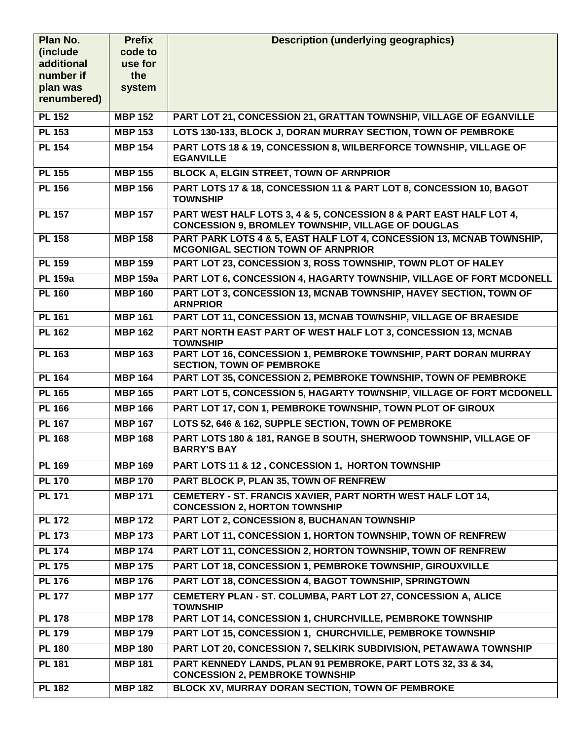| Plan No. (include additional number if plan was renumbered) | Prefix code to use for the system | Description (underlying geographics) |
|---|---|---|
| PL 152 | MBP 152 | PART LOT 21, CONCESSION 21, GRATTAN TOWNSHIP, VILLAGE OF EGANVILLE |
| PL 153 | MBP 153 | LOTS 130-133, BLOCK J, DORAN MURRAY SECTION, TOWN OF PEMBROKE |
| PL 154 | MBP 154 | PART LOTS 18 & 19, CONCESSION 8, WILBERFORCE TOWNSHIP, VILLAGE OF EGANVILLE |
| PL 155 | MBP 155 | BLOCK A, ELGIN STREET, TOWN OF ARNPRIOR |
| PL 156 | MBP 156 | PART LOTS 17 & 18, CONCESSION 11 & PART LOT 8, CONCESSION 10, BAGOT TOWNSHIP |
| PL 157 | MBP 157 | PART WEST HALF LOTS 3, 4 & 5, CONCESSION 8 & PART EAST HALF LOT 4, CONCESSION 9, BROMLEY TOWNSHIP, VILLAGE OF DOUGLAS |
| PL 158 | MBP 158 | PART PARK LOTS 4 & 5, EAST HALF LOT 4, CONCESSION 13, MCNAB TOWNSHIP, MCGONIGAL SECTION TOWN OF ARNPRIOR |
| PL 159 | MBP 159 | PART LOT 23, CONCESSION 3, ROSS TOWNSHIP, TOWN PLOT OF HALEY |
| PL 159a | MBP 159a | PART LOT 6, CONCESSION 4, HAGARTY TOWNSHIP, VILLAGE OF FORT MCDONELL |
| PL 160 | MBP 160 | PART LOT 3, CONCESSION 13, MCNAB TOWNSHIP, HAVEY SECTION, TOWN OF ARNPRIOR |
| PL 161 | MBP 161 | PART LOT 11, CONCESSION 13, MCNAB TOWNSHIP, VILLAGE OF BRAESIDE |
| PL 162 | MBP 162 | PART NORTH EAST PART OF WEST HALF LOT 3, CONCESSION 13, MCNAB TOWNSHIP |
| PL 163 | MBP 163 | PART LOT 16, CONCESSION 1, PEMBROKE TOWNSHIP, PART DORAN MURRAY SECTION, TOWN OF PEMBROKE |
| PL 164 | MBP 164 | PART LOT 35, CONCESSION 2, PEMBROKE TOWNSHIP, TOWN OF PEMBROKE |
| PL 165 | MBP 165 | PART LOT 5, CONCESSION 5, HAGARTY TOWNSHIP, VILLAGE OF FORT MCDONELL |
| PL 166 | MBP 166 | PART LOT 17, CON 1, PEMBROKE TOWNSHIP, TOWN PLOT OF GIROUX |
| PL 167 | MBP 167 | LOTS 52, 646 & 162, SUPPLE SECTION, TOWN OF PEMBROKE |
| PL 168 | MBP 168 | PART LOTS 180 & 181, RANGE B SOUTH, SHERWOOD TOWNSHIP, VILLAGE OF BARRY'S BAY |
| PL 169 | MBP 169 | PART LOTS 11 & 12 , CONCESSION 1, HORTON TOWNSHIP |
| PL 170 | MBP 170 | PART BLOCK P, PLAN 35, TOWN OF RENFREW |
| PL 171 | MBP 171 | CEMETERY - ST. FRANCIS XAVIER, PART NORTH WEST HALF LOT 14, CONCESSION 2, HORTON TOWNSHIP |
| PL 172 | MBP 172 | PART LOT 2, CONCESSION 8, BUCHANAN TOWNSHIP |
| PL 173 | MBP 173 | PART LOT 11, CONCESSION 1, HORTON TOWNSHIP, TOWN OF RENFREW |
| PL 174 | MBP 174 | PART LOT 11, CONCESSION 2, HORTON TOWNSHIP, TOWN OF RENFREW |
| PL 175 | MBP 175 | PART LOT 18, CONCESSION 1, PEMBROKE TOWNSHIP, GIROUXVILLE |
| PL 176 | MBP 176 | PART LOT 18, CONCESSION 4, BAGOT TOWNSHIP, SPRINGTOWN |
| PL 177 | MBP 177 | CEMETERY PLAN - ST. COLUMBA, PART LOT 27, CONCESSION A, ALICE TOWNSHIP |
| PL 178 | MBP 178 | PART LOT 14, CONCESSION 1, CHURCHVILLE, PEMBROKE TOWNSHIP |
| PL 179 | MBP 179 | PART LOT 15, CONCESSION 1, CHURCHVILLE, PEMBROKE TOWNSHIP |
| PL 180 | MBP 180 | PART LOT 20, CONCESSION 7, SELKIRK SUBDIVISION, PETAWAWA TOWNSHIP |
| PL 181 | MBP 181 | PART KENNEDY LANDS, PLAN 91 PEMBROKE, PART LOTS 32, 33 & 34, CONCESSION 2, PEMBROKE TOWNSHIP |
| PL 182 | MBP 182 | BLOCK XV, MURRAY DORAN SECTION, TOWN OF PEMBROKE |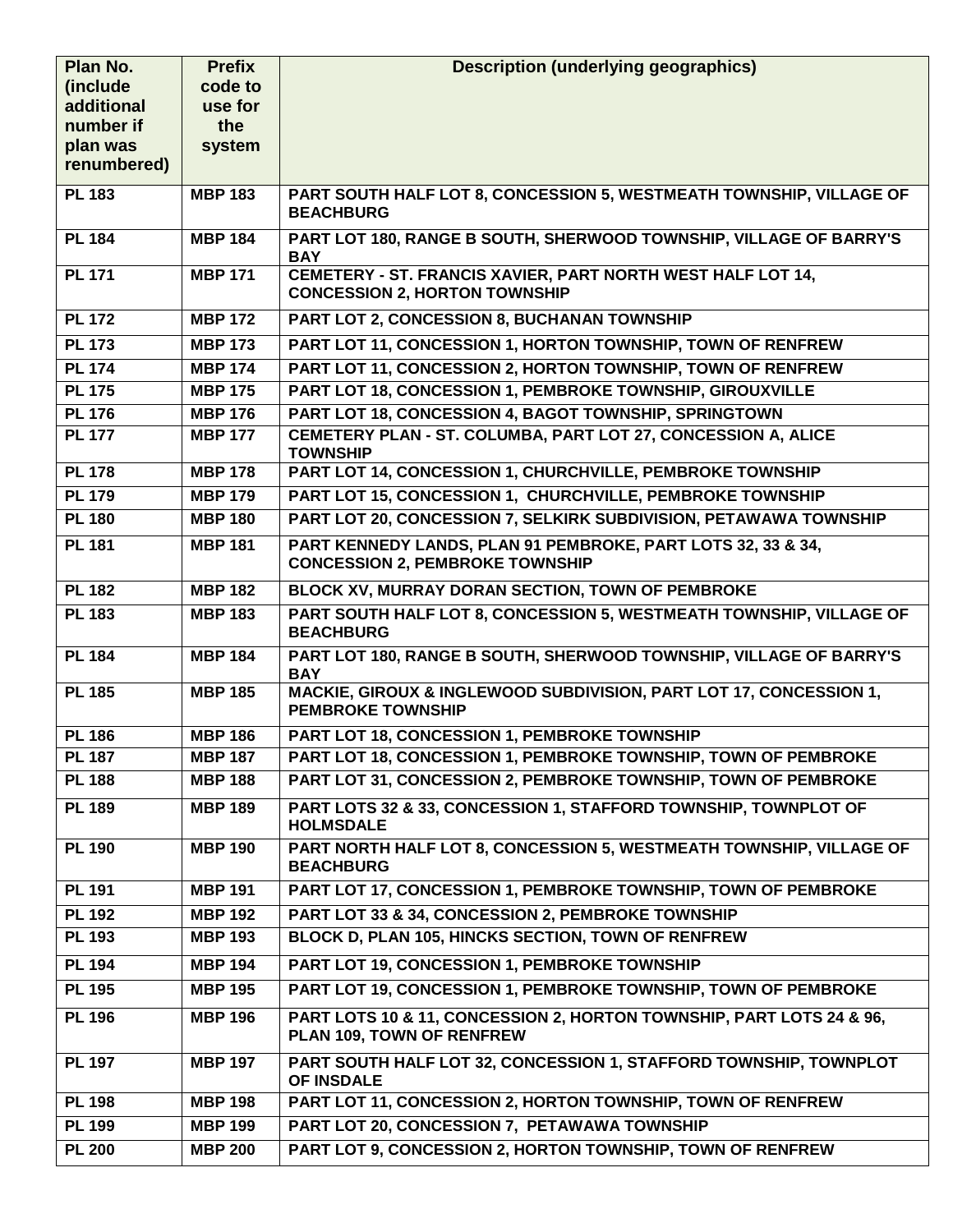| Plan No. (include additional number if plan was renumbered) | Prefix code to use for the system | Description (underlying geographics) |
|---|---|---|
| PL 183 | MBP 183 | PART SOUTH HALF LOT 8, CONCESSION 5, WESTMEATH TOWNSHIP, VILLAGE OF BEACHBURG |
| PL 184 | MBP 184 | PART LOT 180, RANGE B SOUTH, SHERWOOD TOWNSHIP, VILLAGE OF BARRY'S BAY |
| PL 171 | MBP 171 | CEMETERY - ST. FRANCIS XAVIER, PART NORTH WEST HALF LOT 14, CONCESSION 2, HORTON TOWNSHIP |
| PL 172 | MBP 172 | PART LOT 2, CONCESSION 8, BUCHANAN TOWNSHIP |
| PL 173 | MBP 173 | PART LOT 11, CONCESSION 1, HORTON TOWNSHIP, TOWN OF RENFREW |
| PL 174 | MBP 174 | PART LOT 11, CONCESSION 2, HORTON TOWNSHIP, TOWN OF RENFREW |
| PL 175 | MBP 175 | PART LOT 18, CONCESSION 1, PEMBROKE TOWNSHIP, GIROUXVILLE |
| PL 176 | MBP 176 | PART LOT 18, CONCESSION 4, BAGOT TOWNSHIP, SPRINGTOWN |
| PL 177 | MBP 177 | CEMETERY PLAN - ST. COLUMBA, PART LOT 27, CONCESSION A, ALICE TOWNSHIP |
| PL 178 | MBP 178 | PART LOT 14, CONCESSION 1, CHURCHVILLE, PEMBROKE TOWNSHIP |
| PL 179 | MBP 179 | PART LOT 15, CONCESSION 1, CHURCHVILLE, PEMBROKE TOWNSHIP |
| PL 180 | MBP 180 | PART LOT 20, CONCESSION 7, SELKIRK SUBDIVISION, PETAWAWA TOWNSHIP |
| PL 181 | MBP 181 | PART KENNEDY LANDS, PLAN 91 PEMBROKE, PART LOTS 32, 33 & 34, CONCESSION 2, PEMBROKE TOWNSHIP |
| PL 182 | MBP 182 | BLOCK XV, MURRAY DORAN SECTION, TOWN OF PEMBROKE |
| PL 183 | MBP 183 | PART SOUTH HALF LOT 8, CONCESSION 5, WESTMEATH TOWNSHIP, VILLAGE OF BEACHBURG |
| PL 184 | MBP 184 | PART LOT 180, RANGE B SOUTH, SHERWOOD TOWNSHIP, VILLAGE OF BARRY'S BAY |
| PL 185 | MBP 185 | MACKIE, GIROUX & INGLEWOOD SUBDIVISION, PART LOT 17, CONCESSION 1, PEMBROKE TOWNSHIP |
| PL 186 | MBP 186 | PART LOT 18, CONCESSION 1, PEMBROKE TOWNSHIP |
| PL 187 | MBP 187 | PART LOT 18, CONCESSION 1, PEMBROKE TOWNSHIP, TOWN OF PEMBROKE |
| PL 188 | MBP 188 | PART LOT 31, CONCESSION 2, PEMBROKE TOWNSHIP, TOWN OF PEMBROKE |
| PL 189 | MBP 189 | PART LOTS 32 & 33, CONCESSION 1, STAFFORD TOWNSHIP, TOWNPLOT OF HOLMSDALE |
| PL 190 | MBP 190 | PART NORTH HALF LOT 8, CONCESSION 5, WESTMEATH TOWNSHIP, VILLAGE OF BEACHBURG |
| PL 191 | MBP 191 | PART LOT 17, CONCESSION 1, PEMBROKE TOWNSHIP, TOWN OF PEMBROKE |
| PL 192 | MBP 192 | PART LOT 33 & 34, CONCESSION 2, PEMBROKE TOWNSHIP |
| PL 193 | MBP 193 | BLOCK D, PLAN 105, HINCKS SECTION, TOWN OF RENFREW |
| PL 194 | MBP 194 | PART LOT 19, CONCESSION 1, PEMBROKE TOWNSHIP |
| PL 195 | MBP 195 | PART LOT 19, CONCESSION 1, PEMBROKE TOWNSHIP, TOWN OF PEMBROKE |
| PL 196 | MBP 196 | PART LOTS 10 & 11, CONCESSION 2, HORTON TOWNSHIP, PART LOTS 24 & 96, PLAN 109, TOWN OF RENFREW |
| PL 197 | MBP 197 | PART SOUTH HALF LOT 32, CONCESSION 1, STAFFORD TOWNSHIP, TOWNPLOT OF INSDALE |
| PL 198 | MBP 198 | PART LOT 11, CONCESSION 2, HORTON TOWNSHIP, TOWN OF RENFREW |
| PL 199 | MBP 199 | PART LOT 20, CONCESSION 7, PETAWAWA TOWNSHIP |
| PL 200 | MBP 200 | PART LOT 9, CONCESSION 2, HORTON TOWNSHIP, TOWN OF RENFREW |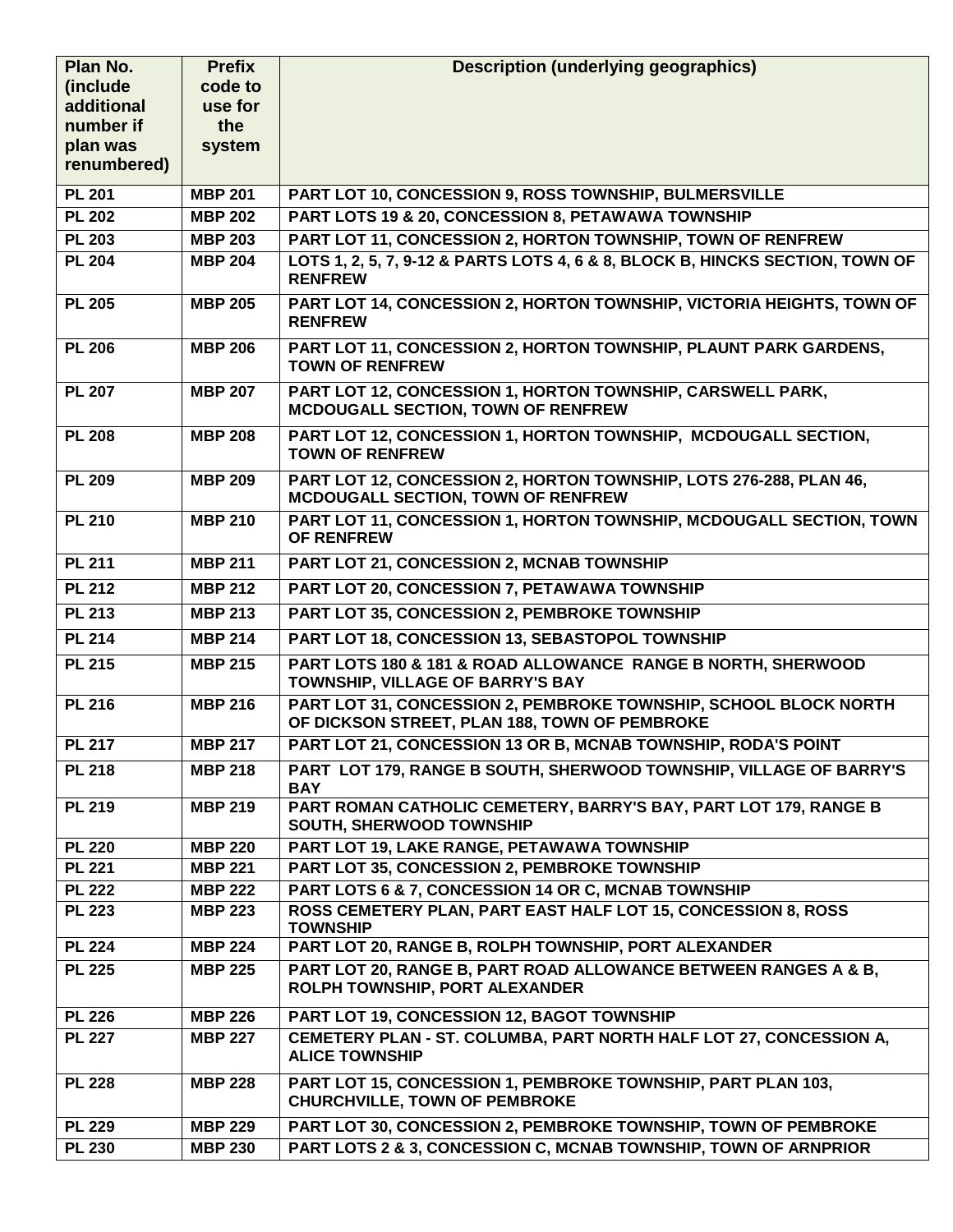| Plan No. (include additional number if plan was renumbered) | Prefix code to use for the system | Description (underlying geographics) |
|---|---|---|
| PL 201 | MBP 201 | PART LOT 10, CONCESSION 9, ROSS TOWNSHIP, BULMERSVILLE |
| PL 202 | MBP 202 | PART LOTS 19 & 20, CONCESSION 8, PETAWAWA TOWNSHIP |
| PL 203 | MBP 203 | PART LOT 11, CONCESSION 2, HORTON TOWNSHIP, TOWN OF RENFREW |
| PL 204 | MBP 204 | LOTS 1, 2, 5, 7, 9-12 & PARTS LOTS 4, 6 & 8, BLOCK B, HINCKS SECTION, TOWN OF RENFREW |
| PL 205 | MBP 205 | PART LOT 14, CONCESSION 2, HORTON TOWNSHIP, VICTORIA HEIGHTS, TOWN OF RENFREW |
| PL 206 | MBP 206 | PART LOT 11, CONCESSION 2, HORTON TOWNSHIP, PLAUNT PARK GARDENS, TOWN OF RENFREW |
| PL 207 | MBP 207 | PART LOT 12, CONCESSION 1, HORTON TOWNSHIP, CARSWELL PARK, MCDOUGALL SECTION, TOWN OF RENFREW |
| PL 208 | MBP 208 | PART LOT 12, CONCESSION 1, HORTON TOWNSHIP, MCDOUGALL SECTION, TOWN OF RENFREW |
| PL 209 | MBP 209 | PART LOT 12, CONCESSION 2, HORTON TOWNSHIP, LOTS 276-288, PLAN 46, MCDOUGALL SECTION, TOWN OF RENFREW |
| PL 210 | MBP 210 | PART LOT 11, CONCESSION 1, HORTON TOWNSHIP, MCDOUGALL SECTION, TOWN OF RENFREW |
| PL 211 | MBP 211 | PART LOT 21, CONCESSION 2, MCNAB TOWNSHIP |
| PL 212 | MBP 212 | PART LOT 20, CONCESSION 7, PETAWAWA TOWNSHIP |
| PL 213 | MBP 213 | PART LOT 35, CONCESSION 2, PEMBROKE TOWNSHIP |
| PL 214 | MBP 214 | PART LOT 18, CONCESSION 13, SEBASTOPOL TOWNSHIP |
| PL 215 | MBP 215 | PART LOTS 180 & 181 & ROAD ALLOWANCE RANGE B NORTH, SHERWOOD TOWNSHIP, VILLAGE OF BARRY'S BAY |
| PL 216 | MBP 216 | PART LOT 31, CONCESSION 2, PEMBROKE TOWNSHIP, SCHOOL BLOCK NORTH OF DICKSON STREET, PLAN 188, TOWN OF PEMBROKE |
| PL 217 | MBP 217 | PART LOT 21, CONCESSION 13 OR B, MCNAB TOWNSHIP, RODA'S POINT |
| PL 218 | MBP 218 | PART LOT 179, RANGE B SOUTH, SHERWOOD TOWNSHIP, VILLAGE OF BARRY'S BAY |
| PL 219 | MBP 219 | PART ROMAN CATHOLIC CEMETERY, BARRY'S BAY, PART LOT 179, RANGE B SOUTH, SHERWOOD TOWNSHIP |
| PL 220 | MBP 220 | PART LOT 19, LAKE RANGE, PETAWAWA TOWNSHIP |
| PL 221 | MBP 221 | PART LOT 35, CONCESSION 2, PEMBROKE TOWNSHIP |
| PL 222 | MBP 222 | PART LOTS 6 & 7, CONCESSION 14 OR C, MCNAB TOWNSHIP |
| PL 223 | MBP 223 | ROSS CEMETERY PLAN, PART EAST HALF LOT 15, CONCESSION 8, ROSS TOWNSHIP |
| PL 224 | MBP 224 | PART LOT 20, RANGE B, ROLPH TOWNSHIP, PORT ALEXANDER |
| PL 225 | MBP 225 | PART LOT 20, RANGE B, PART ROAD ALLOWANCE BETWEEN RANGES A & B, ROLPH TOWNSHIP, PORT ALEXANDER |
| PL 226 | MBP 226 | PART LOT 19, CONCESSION 12, BAGOT TOWNSHIP |
| PL 227 | MBP 227 | CEMETERY PLAN - ST. COLUMBA, PART NORTH HALF LOT 27, CONCESSION A, ALICE TOWNSHIP |
| PL 228 | MBP 228 | PART LOT 15, CONCESSION 1, PEMBROKE TOWNSHIP, PART PLAN 103, CHURCHVILLE, TOWN OF PEMBROKE |
| PL 229 | MBP 229 | PART LOT 30, CONCESSION 2, PEMBROKE TOWNSHIP, TOWN OF PEMBROKE |
| PL 230 | MBP 230 | PART LOTS 2 & 3, CONCESSION C, MCNAB TOWNSHIP, TOWN OF ARNPRIOR |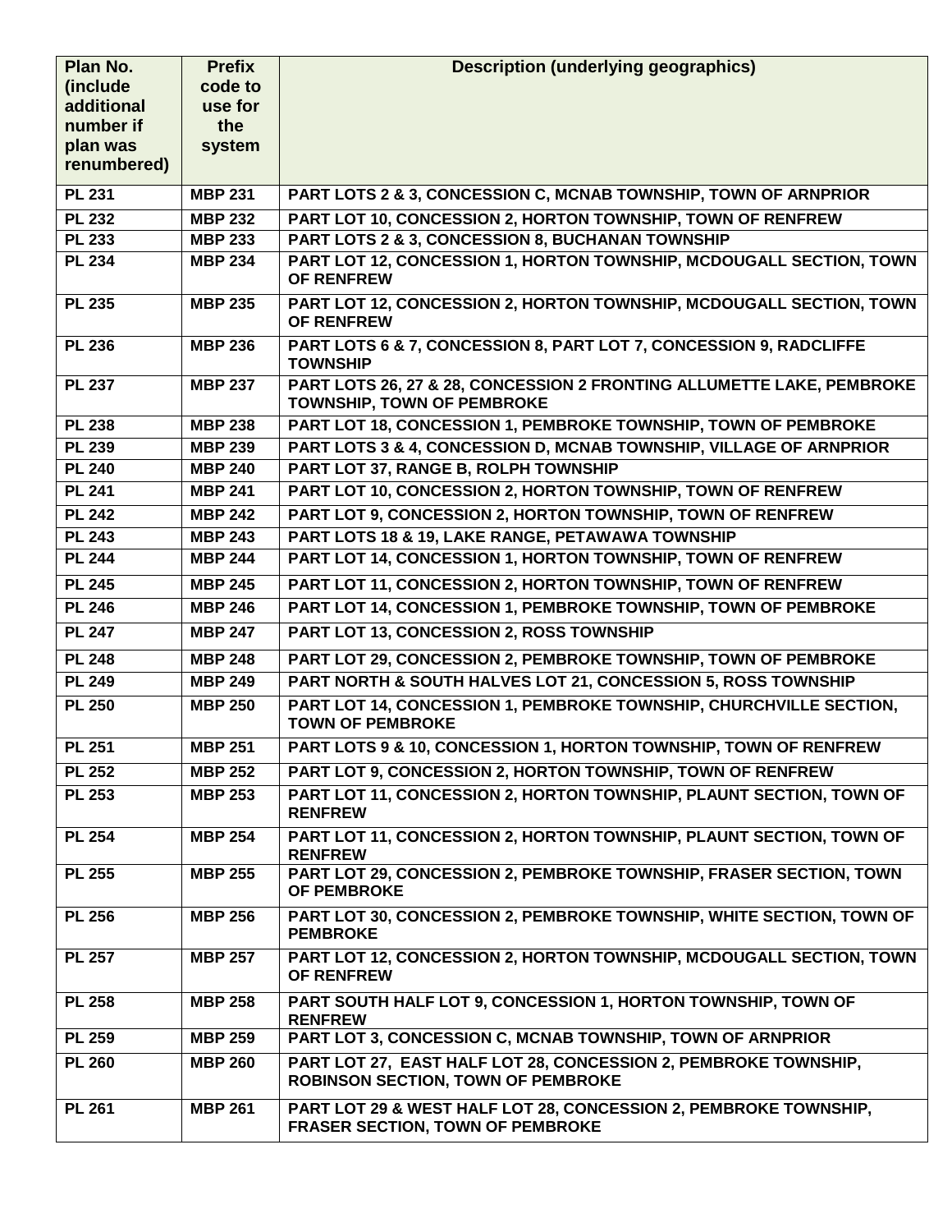| Plan No. (include additional number if plan was renumbered) | Prefix code to use for the system | Description (underlying geographics) |
| --- | --- | --- |
| PL 231 | MBP 231 | PART LOTS 2 & 3, CONCESSION C, MCNAB TOWNSHIP, TOWN OF ARNPRIOR |
| PL 232 | MBP 232 | PART LOT 10, CONCESSION 2, HORTON TOWNSHIP, TOWN OF RENFREW |
| PL 233 | MBP 233 | PART LOTS 2 & 3, CONCESSION 8, BUCHANAN TOWNSHIP |
| PL 234 | MBP 234 | PART LOT 12, CONCESSION 1, HORTON TOWNSHIP, MCDOUGALL SECTION, TOWN OF RENFREW |
| PL 235 | MBP 235 | PART LOT 12, CONCESSION 2, HORTON TOWNSHIP, MCDOUGALL SECTION, TOWN OF RENFREW |
| PL 236 | MBP 236 | PART LOTS 6 & 7, CONCESSION 8, PART LOT 7, CONCESSION 9, RADCLIFFE TOWNSHIP |
| PL 237 | MBP 237 | PART LOTS 26, 27 & 28, CONCESSION 2 FRONTING ALLUMETTE LAKE, PEMBROKE TOWNSHIP, TOWN OF PEMBROKE |
| PL 238 | MBP 238 | PART LOT 18, CONCESSION 1, PEMBROKE TOWNSHIP, TOWN OF PEMBROKE |
| PL 239 | MBP 239 | PART LOTS 3 & 4, CONCESSION D, MCNAB TOWNSHIP, VILLAGE OF ARNPRIOR |
| PL 240 | MBP 240 | PART LOT 37, RANGE B, ROLPH TOWNSHIP |
| PL 241 | MBP 241 | PART LOT 10, CONCESSION 2, HORTON TOWNSHIP, TOWN OF RENFREW |
| PL 242 | MBP 242 | PART LOT 9, CONCESSION 2, HORTON TOWNSHIP, TOWN OF RENFREW |
| PL 243 | MBP 243 | PART LOTS 18 & 19, LAKE RANGE, PETAWAWA TOWNSHIP |
| PL 244 | MBP 244 | PART LOT 14, CONCESSION 1, HORTON TOWNSHIP, TOWN OF RENFREW |
| PL 245 | MBP 245 | PART LOT 11, CONCESSION 2, HORTON TOWNSHIP, TOWN OF RENFREW |
| PL 246 | MBP 246 | PART LOT 14, CONCESSION 1, PEMBROKE TOWNSHIP, TOWN OF PEMBROKE |
| PL 247 | MBP 247 | PART LOT 13, CONCESSION 2, ROSS TOWNSHIP |
| PL 248 | MBP 248 | PART LOT 29, CONCESSION 2, PEMBROKE TOWNSHIP, TOWN OF PEMBROKE |
| PL 249 | MBP 249 | PART NORTH & SOUTH HALVES LOT 21, CONCESSION 5, ROSS TOWNSHIP |
| PL 250 | MBP 250 | PART LOT 14, CONCESSION 1, PEMBROKE TOWNSHIP, CHURCHVILLE SECTION, TOWN OF PEMBROKE |
| PL 251 | MBP 251 | PART LOTS 9 & 10, CONCESSION 1, HORTON TOWNSHIP, TOWN OF RENFREW |
| PL 252 | MBP 252 | PART LOT 9, CONCESSION 2, HORTON TOWNSHIP, TOWN OF RENFREW |
| PL 253 | MBP 253 | PART LOT 11, CONCESSION 2, HORTON TOWNSHIP, PLAUNT SECTION, TOWN OF RENFREW |
| PL 254 | MBP 254 | PART LOT 11, CONCESSION 2, HORTON TOWNSHIP, PLAUNT SECTION, TOWN OF RENFREW |
| PL 255 | MBP 255 | PART LOT 29, CONCESSION 2, PEMBROKE TOWNSHIP, FRASER SECTION, TOWN OF PEMBROKE |
| PL 256 | MBP 256 | PART LOT 30, CONCESSION 2, PEMBROKE TOWNSHIP, WHITE SECTION, TOWN OF PEMBROKE |
| PL 257 | MBP 257 | PART LOT 12, CONCESSION 2, HORTON TOWNSHIP, MCDOUGALL SECTION, TOWN OF RENFREW |
| PL 258 | MBP 258 | PART SOUTH HALF LOT 9, CONCESSION 1, HORTON TOWNSHIP, TOWN OF RENFREW |
| PL 259 | MBP 259 | PART LOT 3, CONCESSION C, MCNAB TOWNSHIP, TOWN OF ARNPRIOR |
| PL 260 | MBP 260 | PART LOT 27, EAST HALF LOT 28, CONCESSION 2, PEMBROKE TOWNSHIP, ROBINSON SECTION, TOWN OF PEMBROKE |
| PL 261 | MBP 261 | PART LOT 29 & WEST HALF LOT 28, CONCESSION 2, PEMBROKE TOWNSHIP, FRASER SECTION, TOWN OF PEMBROKE |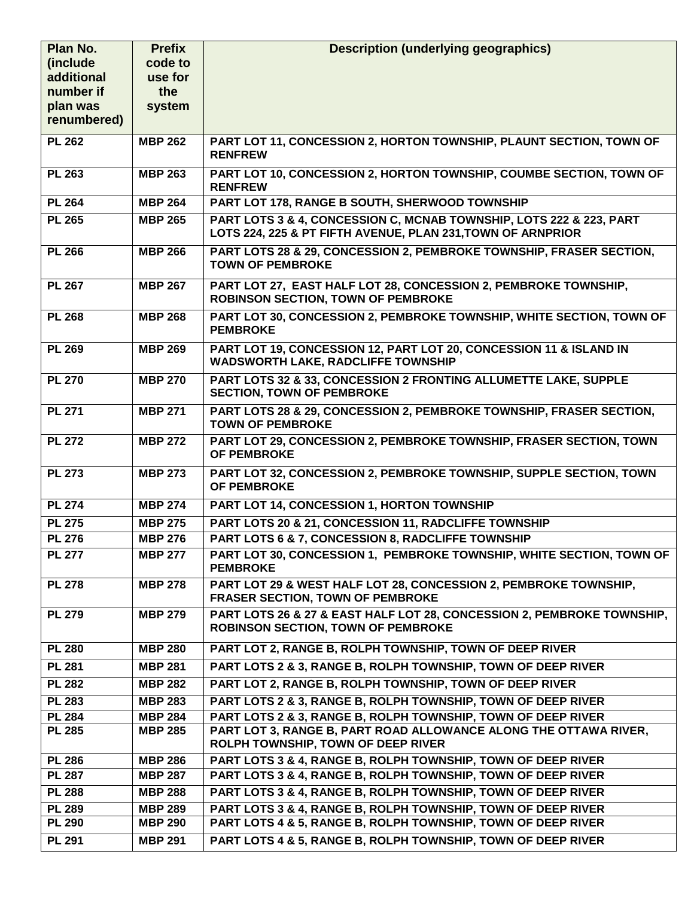| Plan No. (include additional number if plan was renumbered) | Prefix code to use for the system | Description (underlying geographics) |
|---|---|---|
| PL 262 | MBP 262 | PART LOT 11, CONCESSION 2, HORTON TOWNSHIP, PLAUNT SECTION, TOWN OF RENFREW |
| PL 263 | MBP 263 | PART LOT 10, CONCESSION 2, HORTON TOWNSHIP, COUMBE SECTION, TOWN OF RENFREW |
| PL 264 | MBP 264 | PART LOT 178, RANGE B SOUTH, SHERWOOD TOWNSHIP |
| PL 265 | MBP 265 | PART LOTS 3 & 4, CONCESSION C, MCNAB TOWNSHIP, LOTS 222 & 223, PART LOTS 224, 225 & PT FIFTH AVENUE, PLAN 231,TOWN OF ARNPRIOR |
| PL 266 | MBP 266 | PART LOTS 28 & 29, CONCESSION 2, PEMBROKE TOWNSHIP, FRASER SECTION, TOWN OF PEMBROKE |
| PL 267 | MBP 267 | PART LOT 27, EAST HALF LOT 28, CONCESSION 2, PEMBROKE TOWNSHIP, ROBINSON SECTION, TOWN OF PEMBROKE |
| PL 268 | MBP 268 | PART LOT 30, CONCESSION 2, PEMBROKE TOWNSHIP, WHITE SECTION, TOWN OF PEMBROKE |
| PL 269 | MBP 269 | PART LOT 19, CONCESSION 12, PART LOT 20, CONCESSION 11 & ISLAND IN WADSWORTH LAKE, RADCLIFFE TOWNSHIP |
| PL 270 | MBP 270 | PART LOTS 32 & 33, CONCESSION 2 FRONTING ALLUMETTE LAKE, SUPPLE SECTION, TOWN OF PEMBROKE |
| PL 271 | MBP 271 | PART LOTS 28 & 29, CONCESSION 2, PEMBROKE TOWNSHIP, FRASER SECTION, TOWN OF PEMBROKE |
| PL 272 | MBP 272 | PART LOT 29, CONCESSION 2, PEMBROKE TOWNSHIP, FRASER SECTION, TOWN OF PEMBROKE |
| PL 273 | MBP 273 | PART LOT 32, CONCESSION 2, PEMBROKE TOWNSHIP, SUPPLE SECTION, TOWN OF PEMBROKE |
| PL 274 | MBP 274 | PART LOT 14, CONCESSION 1, HORTON TOWNSHIP |
| PL 275 | MBP 275 | PART LOTS 20 & 21, CONCESSION 11, RADCLIFFE TOWNSHIP |
| PL 276 | MBP 276 | PART LOTS 6 & 7, CONCESSION 8, RADCLIFFE TOWNSHIP |
| PL 277 | MBP 277 | PART LOT 30, CONCESSION 1, PEMBROKE TOWNSHIP, WHITE SECTION, TOWN OF PEMBROKE |
| PL 278 | MBP 278 | PART LOT 29 & WEST HALF LOT 28, CONCESSION 2, PEMBROKE TOWNSHIP, FRASER SECTION, TOWN OF PEMBROKE |
| PL 279 | MBP 279 | PART LOTS 26 & 27 & EAST HALF LOT 28, CONCESSION 2, PEMBROKE TOWNSHIP, ROBINSON SECTION, TOWN OF PEMBROKE |
| PL 280 | MBP 280 | PART LOT 2, RANGE B, ROLPH TOWNSHIP, TOWN OF DEEP RIVER |
| PL 281 | MBP 281 | PART LOTS 2 & 3, RANGE B, ROLPH TOWNSHIP, TOWN OF DEEP RIVER |
| PL 282 | MBP 282 | PART LOT 2, RANGE B, ROLPH TOWNSHIP, TOWN OF DEEP RIVER |
| PL 283 | MBP 283 | PART LOTS 2 & 3, RANGE B, ROLPH TOWNSHIP, TOWN OF DEEP RIVER |
| PL 284 | MBP 284 | PART LOTS 2 & 3, RANGE B, ROLPH TOWNSHIP, TOWN OF DEEP RIVER |
| PL 285 | MBP 285 | PART LOT 3, RANGE B, PART ROAD ALLOWANCE ALONG THE OTTAWA RIVER, ROLPH TOWNSHIP, TOWN OF DEEP RIVER |
| PL 286 | MBP 286 | PART LOTS 3 & 4, RANGE B, ROLPH TOWNSHIP, TOWN OF DEEP RIVER |
| PL 287 | MBP 287 | PART LOTS 3 & 4, RANGE B, ROLPH TOWNSHIP, TOWN OF DEEP RIVER |
| PL 288 | MBP 288 | PART LOTS 3 & 4, RANGE B, ROLPH TOWNSHIP, TOWN OF DEEP RIVER |
| PL 289 | MBP 289 | PART LOTS 3 & 4, RANGE B, ROLPH TOWNSHIP, TOWN OF DEEP RIVER |
| PL 290 | MBP 290 | PART LOTS 4 & 5, RANGE B, ROLPH TOWNSHIP, TOWN OF DEEP RIVER |
| PL 291 | MBP 291 | PART LOTS 4 & 5, RANGE B, ROLPH TOWNSHIP, TOWN OF DEEP RIVER |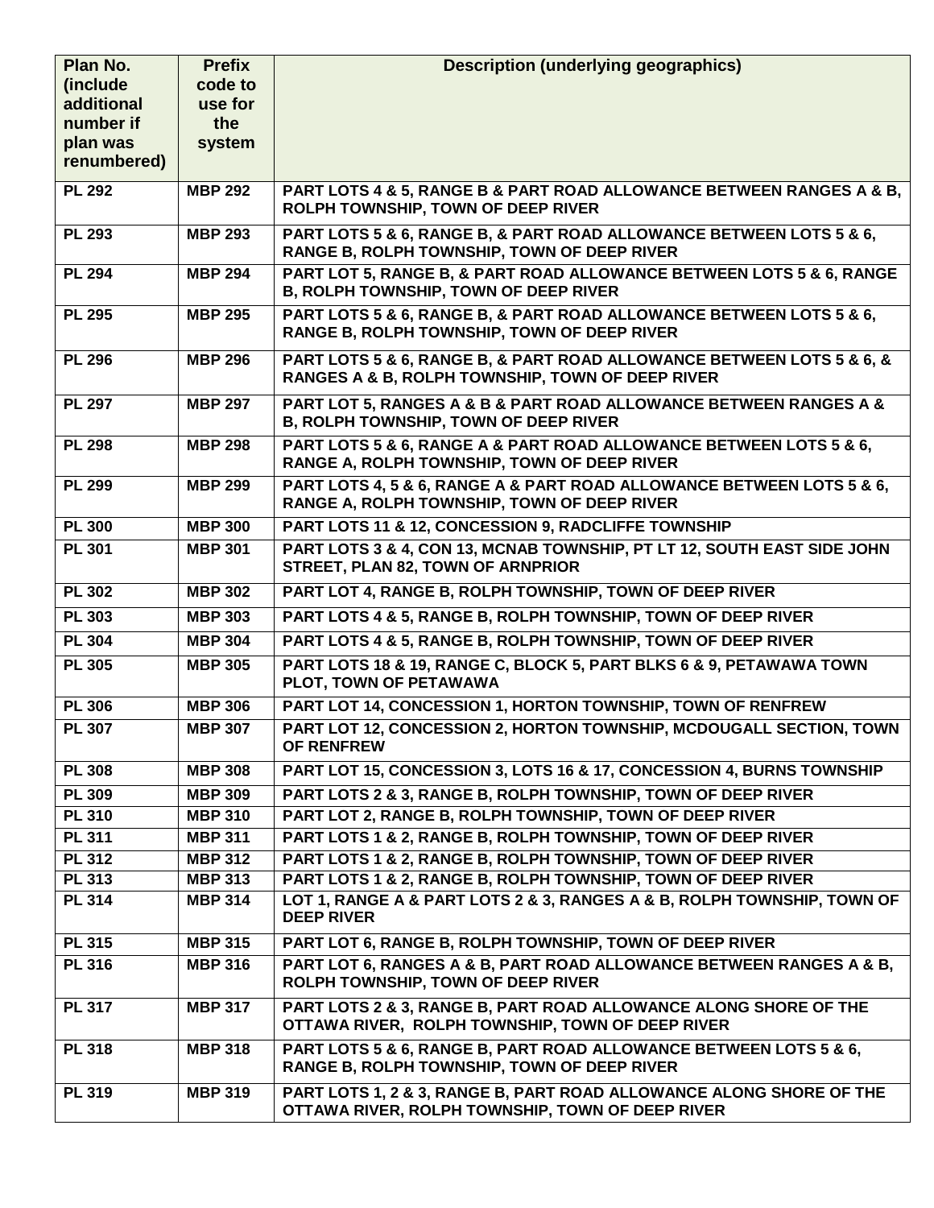| Plan No. (include additional number if plan was renumbered) | Prefix code to use for the system | Description (underlying geographics) |
|---|---|---|
| PL 292 | MBP 292 | PART LOTS 4 & 5, RANGE B & PART ROAD ALLOWANCE BETWEEN RANGES A & B, ROLPH TOWNSHIP, TOWN OF DEEP RIVER |
| PL 293 | MBP 293 | PART LOTS 5 & 6, RANGE B, & PART ROAD ALLOWANCE BETWEEN LOTS 5 & 6, RANGE B, ROLPH TOWNSHIP, TOWN OF DEEP RIVER |
| PL 294 | MBP 294 | PART LOT 5, RANGE B, & PART ROAD ALLOWANCE BETWEEN LOTS 5 & 6, RANGE B, ROLPH TOWNSHIP, TOWN OF DEEP RIVER |
| PL 295 | MBP 295 | PART LOTS 5 & 6, RANGE B, & PART ROAD ALLOWANCE BETWEEN LOTS 5 & 6, RANGE B, ROLPH TOWNSHIP, TOWN OF DEEP RIVER |
| PL 296 | MBP 296 | PART LOTS 5 & 6, RANGE B, & PART ROAD ALLOWANCE BETWEEN LOTS 5 & 6, & RANGES A & B, ROLPH TOWNSHIP, TOWN OF DEEP RIVER |
| PL 297 | MBP 297 | PART LOT 5, RANGES A & B & PART ROAD ALLOWANCE BETWEEN RANGES A & B, ROLPH TOWNSHIP, TOWN OF DEEP RIVER |
| PL 298 | MBP 298 | PART LOTS 5 & 6, RANGE A & PART ROAD ALLOWANCE BETWEEN LOTS 5 & 6, RANGE A, ROLPH TOWNSHIP, TOWN OF DEEP RIVER |
| PL 299 | MBP 299 | PART LOTS 4, 5 & 6, RANGE A & PART ROAD ALLOWANCE BETWEEN LOTS 5 & 6, RANGE A, ROLPH TOWNSHIP, TOWN OF DEEP RIVER |
| PL 300 | MBP 300 | PART LOTS 11 & 12, CONCESSION 9, RADCLIFFE TOWNSHIP |
| PL 301 | MBP 301 | PART LOTS 3 & 4, CON 13, MCNAB TOWNSHIP, PT LT 12, SOUTH EAST SIDE JOHN STREET, PLAN 82, TOWN OF ARNPRIOR |
| PL 302 | MBP 302 | PART LOT 4, RANGE B, ROLPH TOWNSHIP, TOWN OF DEEP RIVER |
| PL 303 | MBP 303 | PART LOTS 4 & 5, RANGE B, ROLPH TOWNSHIP, TOWN OF DEEP RIVER |
| PL 304 | MBP 304 | PART LOTS 4 & 5, RANGE B, ROLPH TOWNSHIP, TOWN OF DEEP RIVER |
| PL 305 | MBP 305 | PART LOTS 18 & 19, RANGE C, BLOCK 5, PART BLKS 6 & 9, PETAWAWA TOWN PLOT, TOWN OF PETAWAWA |
| PL 306 | MBP 306 | PART LOT 14, CONCESSION 1, HORTON TOWNSHIP, TOWN OF RENFREW |
| PL 307 | MBP 307 | PART LOT 12, CONCESSION 2, HORTON TOWNSHIP, MCDOUGALL SECTION, TOWN OF RENFREW |
| PL 308 | MBP 308 | PART LOT 15, CONCESSION 3, LOTS 16 & 17, CONCESSION 4, BURNS TOWNSHIP |
| PL 309 | MBP 309 | PART LOTS 2 & 3, RANGE B, ROLPH TOWNSHIP, TOWN OF DEEP RIVER |
| PL 310 | MBP 310 | PART LOT 2, RANGE B, ROLPH TOWNSHIP, TOWN OF DEEP RIVER |
| PL 311 | MBP 311 | PART LOTS 1 & 2, RANGE B, ROLPH TOWNSHIP, TOWN OF DEEP RIVER |
| PL 312 | MBP 312 | PART LOTS 1 & 2, RANGE B, ROLPH TOWNSHIP, TOWN OF DEEP RIVER |
| PL 313 | MBP 313 | PART LOTS 1 & 2, RANGE B, ROLPH TOWNSHIP, TOWN OF DEEP RIVER |
| PL 314 | MBP 314 | LOT 1, RANGE A & PART LOTS 2 & 3, RANGES A & B, ROLPH TOWNSHIP, TOWN OF DEEP RIVER |
| PL 315 | MBP 315 | PART LOT 6, RANGE B, ROLPH TOWNSHIP, TOWN OF DEEP RIVER |
| PL 316 | MBP 316 | PART LOT 6, RANGES A & B, PART ROAD ALLOWANCE BETWEEN RANGES A & B, ROLPH TOWNSHIP, TOWN OF DEEP RIVER |
| PL 317 | MBP 317 | PART LOTS 2 & 3, RANGE B, PART ROAD ALLOWANCE ALONG SHORE OF THE OTTAWA RIVER, ROLPH TOWNSHIP, TOWN OF DEEP RIVER |
| PL 318 | MBP 318 | PART LOTS 5 & 6, RANGE B, PART ROAD ALLOWANCE BETWEEN LOTS 5 & 6, RANGE B, ROLPH TOWNSHIP, TOWN OF DEEP RIVER |
| PL 319 | MBP 319 | PART LOTS 1, 2 & 3, RANGE B, PART ROAD ALLOWANCE ALONG SHORE OF THE OTTAWA RIVER, ROLPH TOWNSHIP, TOWN OF DEEP RIVER |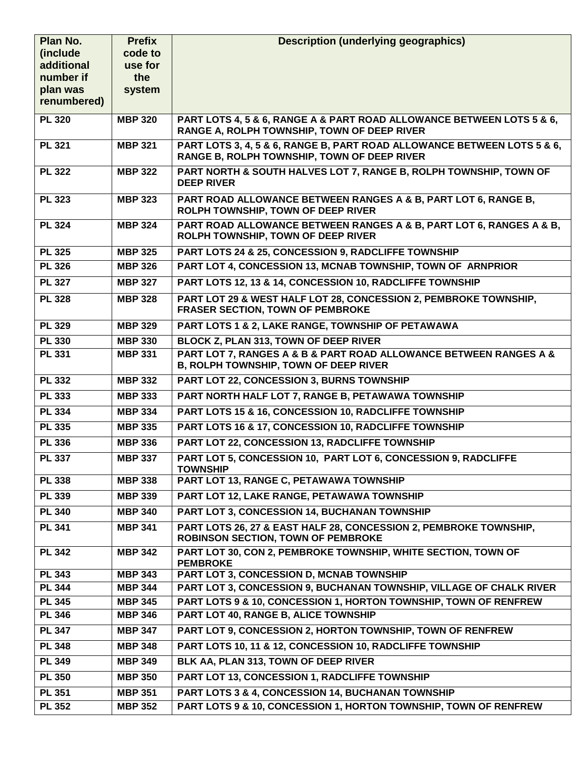| Plan No. (include additional number if plan was renumbered) | Prefix code to use for the system | Description (underlying geographics) |
|---|---|---|
| PL 320 | MBP 320 | PART LOTS 4, 5 & 6, RANGE A & PART ROAD ALLOWANCE BETWEEN LOTS 5 & 6, RANGE A, ROLPH TOWNSHIP, TOWN OF DEEP RIVER |
| PL 321 | MBP 321 | PART LOTS 3, 4, 5 & 6, RANGE B, PART ROAD ALLOWANCE BETWEEN LOTS 5 & 6, RANGE B, ROLPH TOWNSHIP, TOWN OF DEEP RIVER |
| PL 322 | MBP 322 | PART NORTH & SOUTH HALVES LOT 7, RANGE B, ROLPH TOWNSHIP, TOWN OF DEEP RIVER |
| PL 323 | MBP 323 | PART ROAD ALLOWANCE BETWEEN RANGES A & B, PART LOT 6, RANGE B, ROLPH TOWNSHIP, TOWN OF DEEP RIVER |
| PL 324 | MBP 324 | PART ROAD ALLOWANCE BETWEEN RANGES A & B, PART LOT 6, RANGES A & B, ROLPH TOWNSHIP, TOWN OF DEEP RIVER |
| PL 325 | MBP 325 | PART LOTS 24 & 25, CONCESSION 9, RADCLIFFE TOWNSHIP |
| PL 326 | MBP 326 | PART LOT 4, CONCESSION 13, MCNAB TOWNSHIP, TOWN OF ARNPRIOR |
| PL 327 | MBP 327 | PART LOTS 12, 13 & 14, CONCESSION 10, RADCLIFFE TOWNSHIP |
| PL 328 | MBP 328 | PART LOT 29 & WEST HALF LOT 28, CONCESSION 2, PEMBROKE TOWNSHIP, FRASER SECTION, TOWN OF PEMBROKE |
| PL 329 | MBP 329 | PART LOTS 1 & 2, LAKE RANGE, TOWNSHIP OF PETAWAWA |
| PL 330 | MBP 330 | BLOCK Z, PLAN 313, TOWN OF DEEP RIVER |
| PL 331 | MBP 331 | PART LOT 7, RANGES A & B & PART ROAD ALLOWANCE BETWEEN RANGES A & B, ROLPH TOWNSHIP, TOWN OF DEEP RIVER |
| PL 332 | MBP 332 | PART LOT 22, CONCESSION 3, BURNS TOWNSHIP |
| PL 333 | MBP 333 | PART NORTH HALF LOT 7, RANGE B, PETAWAWA TOWNSHIP |
| PL 334 | MBP 334 | PART LOTS 15 & 16, CONCESSION 10, RADCLIFFE TOWNSHIP |
| PL 335 | MBP 335 | PART LOTS 16 & 17, CONCESSION 10, RADCLIFFE TOWNSHIP |
| PL 336 | MBP 336 | PART LOT 22, CONCESSION 13, RADCLIFFE TOWNSHIP |
| PL 337 | MBP 337 | PART LOT 5, CONCESSION 10, PART LOT 6, CONCESSION 9, RADCLIFFE TOWNSHIP |
| PL 338 | MBP 338 | PART LOT 13, RANGE C, PETAWAWA TOWNSHIP |
| PL 339 | MBP 339 | PART LOT 12, LAKE RANGE, PETAWAWA TOWNSHIP |
| PL 340 | MBP 340 | PART LOT 3, CONCESSION 14, BUCHANAN TOWNSHIP |
| PL 341 | MBP 341 | PART LOTS 26, 27 & EAST HALF 28, CONCESSION 2, PEMBROKE TOWNSHIP, ROBINSON SECTION, TOWN OF PEMBROKE |
| PL 342 | MBP 342 | PART LOT 30, CON 2, PEMBROKE TOWNSHIP, WHITE SECTION, TOWN OF PEMBROKE |
| PL 343 | MBP 343 | PART LOT 3, CONCESSION D, MCNAB TOWNSHIP |
| PL 344 | MBP 344 | PART LOT 3, CONCESSION 9, BUCHANAN TOWNSHIP, VILLAGE OF CHALK RIVER |
| PL 345 | MBP 345 | PART LOTS 9 & 10, CONCESSION 1, HORTON TOWNSHIP, TOWN OF RENFREW |
| PL 346 | MBP 346 | PART LOT 40, RANGE B, ALICE TOWNSHIP |
| PL 347 | MBP 347 | PART LOT 9, CONCESSION 2, HORTON TOWNSHIP, TOWN OF RENFREW |
| PL 348 | MBP 348 | PART LOTS 10, 11 & 12, CONCESSION 10, RADCLIFFE TOWNSHIP |
| PL 349 | MBP 349 | BLK AA, PLAN 313, TOWN OF DEEP RIVER |
| PL 350 | MBP 350 | PART LOT 13, CONCESSION 1, RADCLIFFE TOWNSHIP |
| PL 351 | MBP 351 | PART LOTS 3 & 4, CONCESSION 14, BUCHANAN TOWNSHIP |
| PL 352 | MBP 352 | PART LOTS 9 & 10, CONCESSION 1, HORTON TOWNSHIP, TOWN OF RENFREW |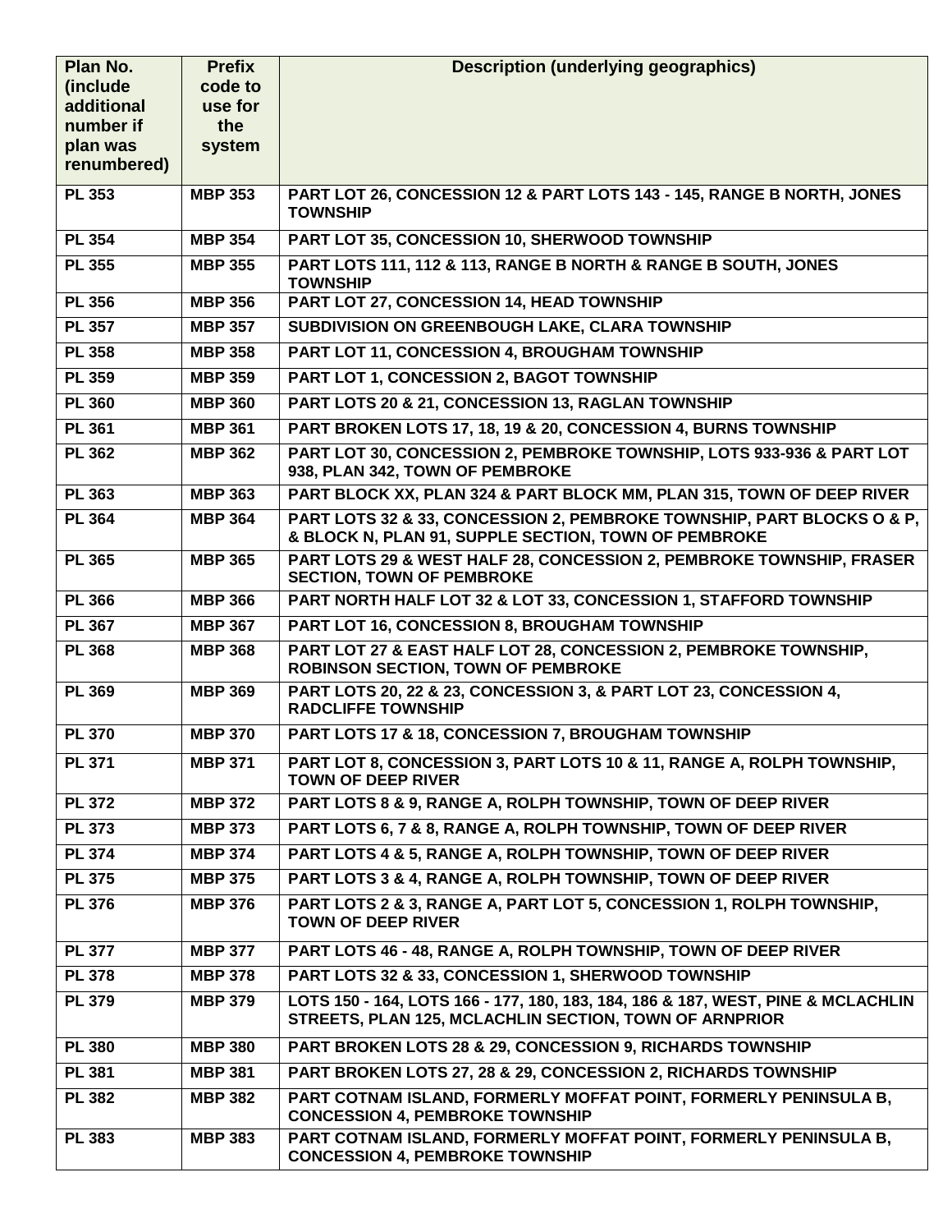| Plan No. (include additional number if plan was renumbered) | Prefix code to use for the system | Description (underlying geographics) |
|---|---|---|
| PL 353 | MBP 353 | PART LOT 26, CONCESSION 12 & PART LOTS 143 - 145, RANGE B NORTH, JONES TOWNSHIP |
| PL 354 | MBP 354 | PART LOT 35, CONCESSION 10, SHERWOOD TOWNSHIP |
| PL 355 | MBP 355 | PART LOTS 111, 112 & 113, RANGE B NORTH & RANGE B SOUTH, JONES TOWNSHIP |
| PL 356 | MBP 356 | PART LOT 27, CONCESSION 14, HEAD TOWNSHIP |
| PL 357 | MBP 357 | SUBDIVISION ON GREENBOUGH LAKE, CLARA TOWNSHIP |
| PL 358 | MBP 358 | PART LOT 11, CONCESSION 4, BROUGHAM TOWNSHIP |
| PL 359 | MBP 359 | PART LOT 1, CONCESSION 2, BAGOT TOWNSHIP |
| PL 360 | MBP 360 | PART LOTS 20 & 21, CONCESSION 13, RAGLAN TOWNSHIP |
| PL 361 | MBP 361 | PART BROKEN LOTS 17, 18, 19 & 20, CONCESSION 4, BURNS TOWNSHIP |
| PL 362 | MBP 362 | PART LOT 30, CONCESSION 2, PEMBROKE TOWNSHIP, LOTS 933-936 & PART LOT 938, PLAN 342, TOWN OF PEMBROKE |
| PL 363 | MBP 363 | PART BLOCK XX, PLAN 324 & PART BLOCK MM, PLAN 315, TOWN OF DEEP RIVER |
| PL 364 | MBP 364 | PART LOTS 32 & 33, CONCESSION 2, PEMBROKE TOWNSHIP, PART BLOCKS O & P, & BLOCK N, PLAN 91, SUPPLE SECTION, TOWN OF PEMBROKE |
| PL 365 | MBP 365 | PART LOTS 29 & WEST HALF 28, CONCESSION 2, PEMBROKE TOWNSHIP, FRASER SECTION, TOWN OF PEMBROKE |
| PL 366 | MBP 366 | PART NORTH HALF LOT 32 & LOT 33, CONCESSION 1, STAFFORD TOWNSHIP |
| PL 367 | MBP 367 | PART LOT 16, CONCESSION 8, BROUGHAM TOWNSHIP |
| PL 368 | MBP 368 | PART LOT 27 & EAST HALF LOT 28, CONCESSION 2, PEMBROKE TOWNSHIP, ROBINSON SECTION, TOWN OF PEMBROKE |
| PL 369 | MBP 369 | PART LOTS 20, 22 & 23, CONCESSION 3, & PART LOT 23, CONCESSION 4, RADCLIFFE TOWNSHIP |
| PL 370 | MBP 370 | PART LOTS 17 & 18, CONCESSION 7, BROUGHAM TOWNSHIP |
| PL 371 | MBP 371 | PART LOT 8, CONCESSION 3, PART LOTS 10 & 11, RANGE A, ROLPH TOWNSHIP, TOWN OF DEEP RIVER |
| PL 372 | MBP 372 | PART LOTS 8 & 9, RANGE A, ROLPH TOWNSHIP, TOWN OF DEEP RIVER |
| PL 373 | MBP 373 | PART LOTS 6, 7 & 8, RANGE A, ROLPH TOWNSHIP, TOWN OF DEEP RIVER |
| PL 374 | MBP 374 | PART LOTS 4 & 5, RANGE A, ROLPH TOWNSHIP, TOWN OF DEEP RIVER |
| PL 375 | MBP 375 | PART LOTS 3 & 4, RANGE A, ROLPH TOWNSHIP, TOWN OF DEEP RIVER |
| PL 376 | MBP 376 | PART LOTS 2 & 3, RANGE A, PART LOT 5, CONCESSION 1, ROLPH TOWNSHIP, TOWN OF DEEP RIVER |
| PL 377 | MBP 377 | PART LOTS 46 - 48, RANGE A, ROLPH TOWNSHIP, TOWN OF DEEP RIVER |
| PL 378 | MBP 378 | PART LOTS 32 & 33, CONCESSION 1, SHERWOOD TOWNSHIP |
| PL 379 | MBP 379 | LOTS 150 - 164, LOTS 166 - 177, 180, 183, 184, 186 & 187, WEST, PINE & MCLACHLIN STREETS, PLAN 125, MCLACHLIN SECTION, TOWN OF ARNPRIOR |
| PL 380 | MBP 380 | PART BROKEN LOTS 28 & 29, CONCESSION 9, RICHARDS TOWNSHIP |
| PL 381 | MBP 381 | PART BROKEN LOTS 27, 28 & 29, CONCESSION 2, RICHARDS TOWNSHIP |
| PL 382 | MBP 382 | PART COTNAM ISLAND, FORMERLY MOFFAT POINT, FORMERLY PENINSULA B, CONCESSION 4, PEMBROKE TOWNSHIP |
| PL 383 | MBP 383 | PART COTNAM ISLAND, FORMERLY MOFFAT POINT, FORMERLY PENINSULA B, CONCESSION 4, PEMBROKE TOWNSHIP |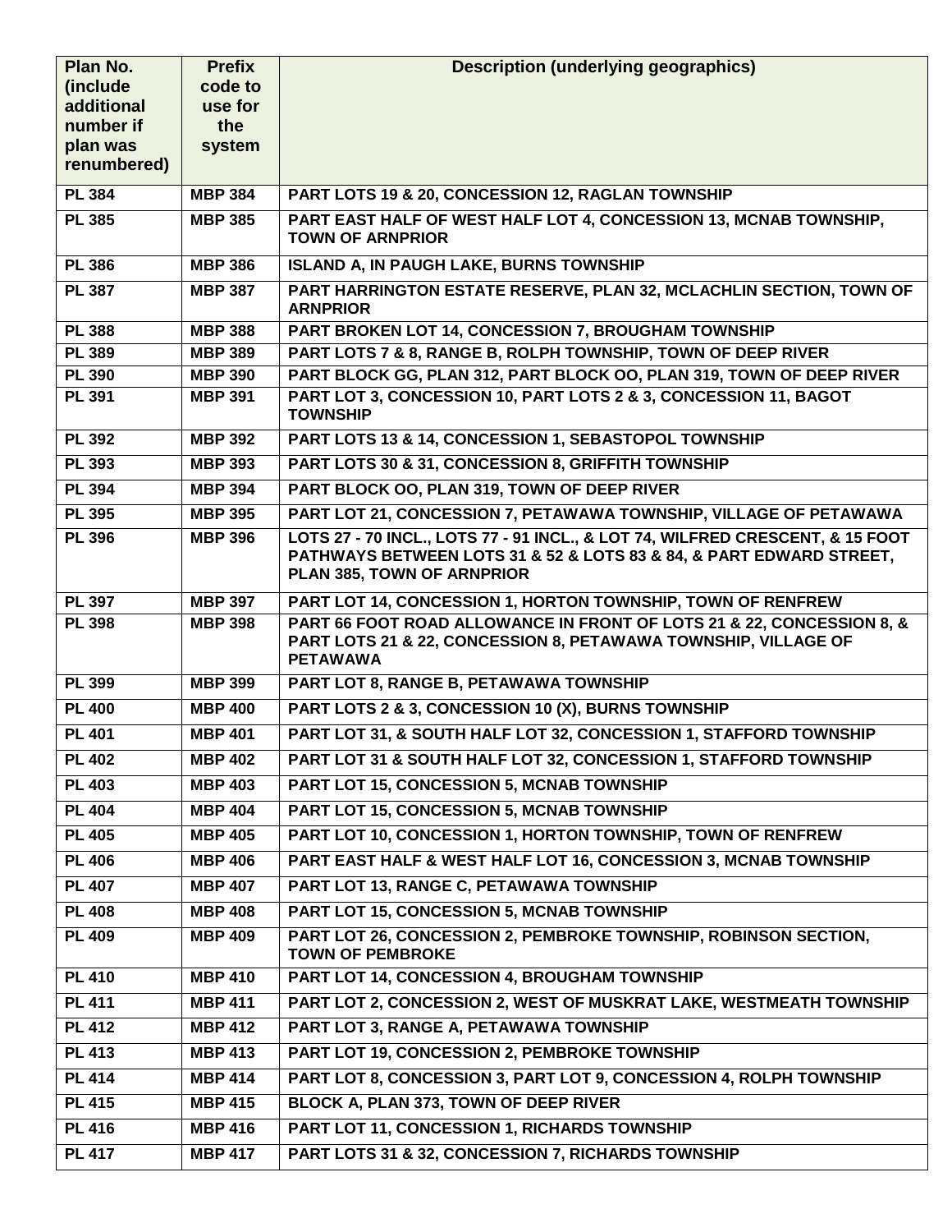| Plan No. (include additional number if plan was renumbered) | Prefix code to use for the system | Description (underlying geographics) |
|---|---|---|
| PL 384 | MBP 384 | PART LOTS 19 & 20, CONCESSION 12, RAGLAN TOWNSHIP |
| PL 385 | MBP 385 | PART EAST HALF OF WEST HALF LOT 4, CONCESSION 13, MCNAB TOWNSHIP, TOWN OF ARNPRIOR |
| PL 386 | MBP 386 | ISLAND A, IN PAUGH LAKE, BURNS TOWNSHIP |
| PL 387 | MBP 387 | PART HARRINGTON ESTATE RESERVE, PLAN 32, MCLACHLIN SECTION, TOWN OF ARNPRIOR |
| PL 388 | MBP 388 | PART BROKEN LOT 14, CONCESSION 7, BROUGHAM TOWNSHIP |
| PL 389 | MBP 389 | PART LOTS 7 & 8, RANGE B, ROLPH TOWNSHIP, TOWN OF DEEP RIVER |
| PL 390 | MBP 390 | PART BLOCK GG, PLAN 312, PART BLOCK OO, PLAN 319, TOWN OF DEEP RIVER |
| PL 391 | MBP 391 | PART LOT 3, CONCESSION 10, PART LOTS 2 & 3, CONCESSION 11, BAGOT TOWNSHIP |
| PL 392 | MBP 392 | PART LOTS 13 & 14, CONCESSION 1, SEBASTOPOL TOWNSHIP |
| PL 393 | MBP 393 | PART LOTS 30 & 31, CONCESSION 8, GRIFFITH TOWNSHIP |
| PL 394 | MBP 394 | PART BLOCK OO, PLAN 319, TOWN OF DEEP RIVER |
| PL 395 | MBP 395 | PART LOT 21, CONCESSION 7, PETAWAWA TOWNSHIP, VILLAGE OF PETAWAWA |
| PL 396 | MBP 396 | LOTS 27 - 70 INCL., LOTS 77 - 91 INCL., & LOT 74, WILFRED CRESCENT, & 15 FOOT PATHWAYS BETWEEN LOTS 31 & 52 & LOTS 83 & 84, & PART EDWARD STREET, PLAN 385, TOWN OF ARNPRIOR |
| PL 397 | MBP 397 | PART LOT 14, CONCESSION 1, HORTON TOWNSHIP, TOWN OF RENFREW |
| PL 398 | MBP 398 | PART 66 FOOT ROAD ALLOWANCE IN FRONT OF LOTS 21 & 22, CONCESSION 8, & PART LOTS 21 & 22, CONCESSION 8, PETAWAWA TOWNSHIP, VILLAGE OF PETAWAWA |
| PL 399 | MBP 399 | PART LOT 8, RANGE B, PETAWAWA TOWNSHIP |
| PL 400 | MBP 400 | PART LOTS 2 & 3, CONCESSION 10 (X), BURNS TOWNSHIP |
| PL 401 | MBP 401 | PART LOT 31, & SOUTH HALF LOT 32, CONCESSION 1, STAFFORD TOWNSHIP |
| PL 402 | MBP 402 | PART LOT 31 & SOUTH HALF LOT 32, CONCESSION 1, STAFFORD TOWNSHIP |
| PL 403 | MBP 403 | PART LOT 15, CONCESSION 5, MCNAB TOWNSHIP |
| PL 404 | MBP 404 | PART LOT 15, CONCESSION 5, MCNAB TOWNSHIP |
| PL 405 | MBP 405 | PART LOT 10, CONCESSION 1, HORTON TOWNSHIP, TOWN OF RENFREW |
| PL 406 | MBP 406 | PART EAST HALF & WEST HALF LOT 16, CONCESSION 3, MCNAB TOWNSHIP |
| PL 407 | MBP 407 | PART LOT 13, RANGE C, PETAWAWA TOWNSHIP |
| PL 408 | MBP 408 | PART LOT 15, CONCESSION 5, MCNAB TOWNSHIP |
| PL 409 | MBP 409 | PART LOT 26, CONCESSION 2, PEMBROKE TOWNSHIP, ROBINSON SECTION, TOWN OF PEMBROKE |
| PL 410 | MBP 410 | PART LOT 14, CONCESSION 4, BROUGHAM TOWNSHIP |
| PL 411 | MBP 411 | PART LOT 2, CONCESSION 2, WEST OF MUSKRAT LAKE, WESTMEATH TOWNSHIP |
| PL 412 | MBP 412 | PART LOT 3, RANGE A, PETAWAWA TOWNSHIP |
| PL 413 | MBP 413 | PART LOT 19, CONCESSION 2, PEMBROKE TOWNSHIP |
| PL 414 | MBP 414 | PART LOT 8, CONCESSION 3, PART LOT 9, CONCESSION 4, ROLPH TOWNSHIP |
| PL 415 | MBP 415 | BLOCK A, PLAN 373, TOWN OF DEEP RIVER |
| PL 416 | MBP 416 | PART LOT 11, CONCESSION 1, RICHARDS TOWNSHIP |
| PL 417 | MBP 417 | PART LOTS 31 & 32, CONCESSION 7, RICHARDS TOWNSHIP |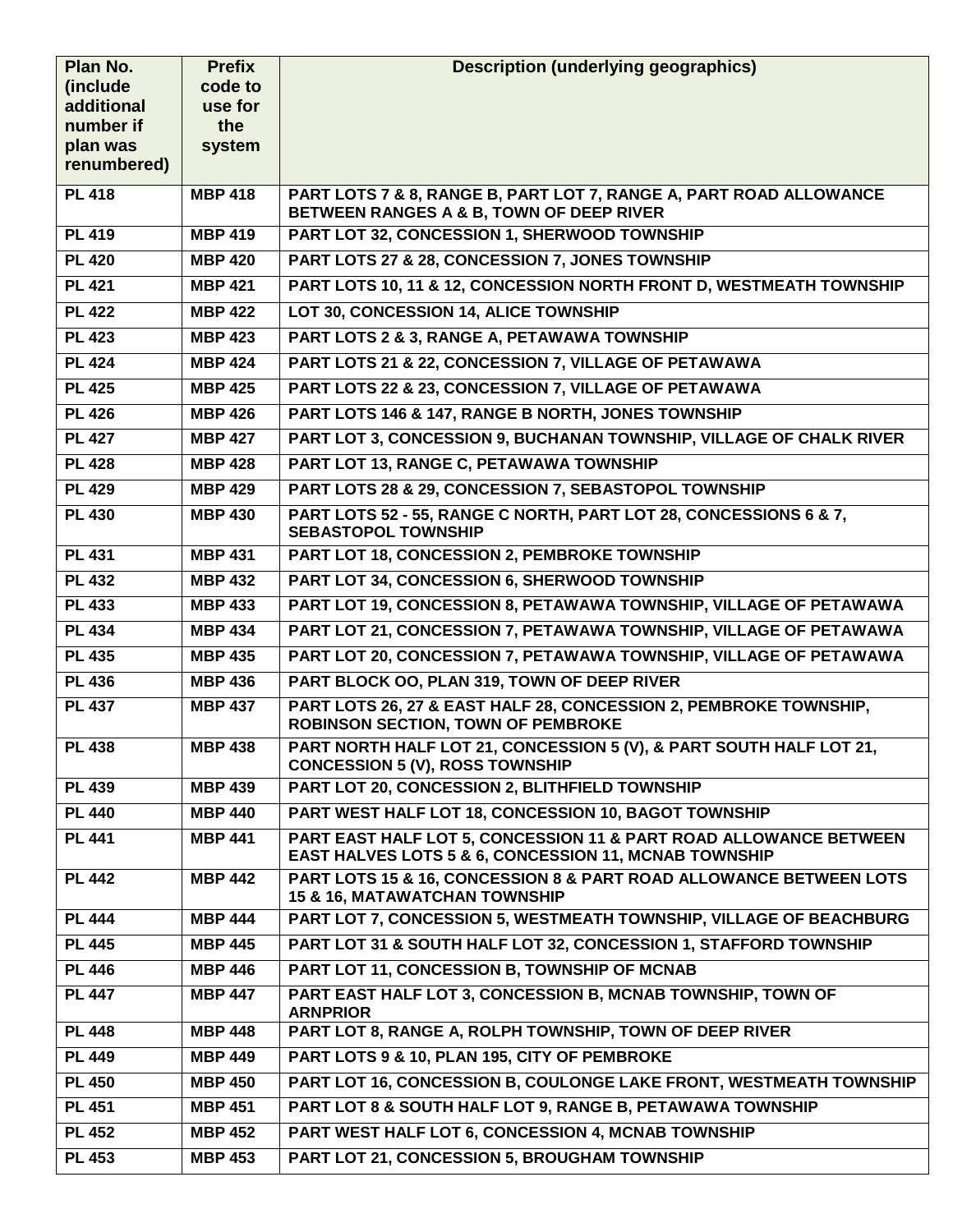| Plan No. (include additional number if plan was renumbered) | Prefix code to use for the system | Description (underlying geographics) |
|---|---|---|
| PL 418 | MBP 418 | PART LOTS 7 & 8, RANGE B, PART LOT 7, RANGE A, PART ROAD ALLOWANCE BETWEEN RANGES A & B, TOWN OF DEEP RIVER |
| PL 419 | MBP 419 | PART LOT 32, CONCESSION 1, SHERWOOD TOWNSHIP |
| PL 420 | MBP 420 | PART LOTS 27 & 28, CONCESSION 7, JONES TOWNSHIP |
| PL 421 | MBP 421 | PART LOTS 10, 11 & 12, CONCESSION NORTH FRONT D, WESTMEATH TOWNSHIP |
| PL 422 | MBP 422 | LOT 30, CONCESSION 14, ALICE TOWNSHIP |
| PL 423 | MBP 423 | PART LOTS 2 & 3, RANGE A, PETAWAWA TOWNSHIP |
| PL 424 | MBP 424 | PART LOTS 21 & 22, CONCESSION 7, VILLAGE OF PETAWAWA |
| PL 425 | MBP 425 | PART LOTS 22 & 23, CONCESSION 7, VILLAGE OF PETAWAWA |
| PL 426 | MBP 426 | PART LOTS 146 & 147, RANGE B NORTH, JONES TOWNSHIP |
| PL 427 | MBP 427 | PART LOT 3, CONCESSION 9, BUCHANAN TOWNSHIP, VILLAGE OF CHALK RIVER |
| PL 428 | MBP 428 | PART LOT 13, RANGE C, PETAWAWA TOWNSHIP |
| PL 429 | MBP 429 | PART LOTS 28 & 29, CONCESSION 7, SEBASTOPOL TOWNSHIP |
| PL 430 | MBP 430 | PART LOTS 52 - 55, RANGE C NORTH, PART LOT 28, CONCESSIONS 6 & 7, SEBASTOPOL TOWNSHIP |
| PL 431 | MBP 431 | PART LOT 18, CONCESSION 2, PEMBROKE TOWNSHIP |
| PL 432 | MBP 432 | PART LOT 34, CONCESSION 6, SHERWOOD TOWNSHIP |
| PL 433 | MBP 433 | PART LOT 19, CONCESSION 8, PETAWAWA TOWNSHIP, VILLAGE OF PETAWAWA |
| PL 434 | MBP 434 | PART LOT 21, CONCESSION 7, PETAWAWA TOWNSHIP, VILLAGE OF PETAWAWA |
| PL 435 | MBP 435 | PART LOT 20, CONCESSION 7, PETAWAWA TOWNSHIP, VILLAGE OF PETAWAWA |
| PL 436 | MBP 436 | PART BLOCK OO, PLAN 319, TOWN OF DEEP RIVER |
| PL 437 | MBP 437 | PART LOTS 26, 27 & EAST HALF 28, CONCESSION 2, PEMBROKE TOWNSHIP, ROBINSON SECTION, TOWN OF PEMBROKE |
| PL 438 | MBP 438 | PART NORTH HALF LOT 21, CONCESSION 5 (V), & PART SOUTH HALF LOT 21, CONCESSION 5 (V), ROSS TOWNSHIP |
| PL 439 | MBP 439 | PART LOT 20, CONCESSION 2, BLITHFIELD TOWNSHIP |
| PL 440 | MBP 440 | PART WEST HALF LOT 18, CONCESSION 10, BAGOT TOWNSHIP |
| PL 441 | MBP 441 | PART EAST HALF LOT 5, CONCESSION 11 & PART ROAD ALLOWANCE BETWEEN EAST HALVES LOTS 5 & 6, CONCESSION 11, MCNAB TOWNSHIP |
| PL 442 | MBP 442 | PART LOTS 15 & 16, CONCESSION 8 & PART ROAD ALLOWANCE BETWEEN LOTS 15 & 16, MATAWATCHAN TOWNSHIP |
| PL 444 | MBP 444 | PART LOT 7, CONCESSION 5, WESTMEATH TOWNSHIP, VILLAGE OF BEACHBURG |
| PL 445 | MBP 445 | PART LOT 31 & SOUTH HALF LOT 32, CONCESSION 1, STAFFORD TOWNSHIP |
| PL 446 | MBP 446 | PART LOT 11, CONCESSION B, TOWNSHIP OF MCNAB |
| PL 447 | MBP 447 | PART EAST HALF LOT 3, CONCESSION B, MCNAB TOWNSHIP, TOWN OF ARNPRIOR |
| PL 448 | MBP 448 | PART LOT 8, RANGE A, ROLPH TOWNSHIP, TOWN OF DEEP RIVER |
| PL 449 | MBP 449 | PART LOTS 9 & 10, PLAN 195, CITY OF PEMBROKE |
| PL 450 | MBP 450 | PART LOT 16, CONCESSION B, COULONGE LAKE FRONT, WESTMEATH TOWNSHIP |
| PL 451 | MBP 451 | PART LOT 8 & SOUTH HALF LOT 9, RANGE B, PETAWAWA TOWNSHIP |
| PL 452 | MBP 452 | PART WEST HALF LOT 6, CONCESSION 4, MCNAB TOWNSHIP |
| PL 453 | MBP 453 | PART LOT 21, CONCESSION 5, BROUGHAM TOWNSHIP |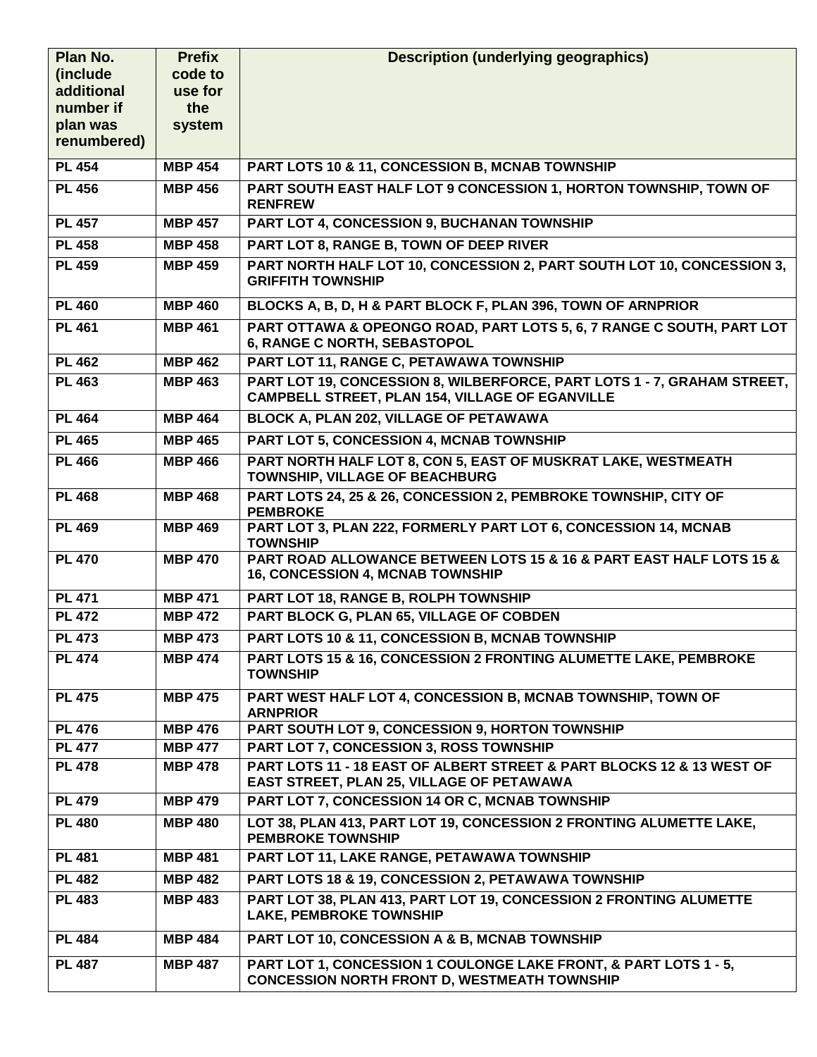| Plan No. (include additional number if plan was renumbered) | Prefix code to use for the system | Description (underlying geographics) |
|---|---|---|
| PL 454 | MBP 454 | PART LOTS 10 & 11, CONCESSION B, MCNAB TOWNSHIP |
| PL 456 | MBP 456 | PART SOUTH EAST HALF LOT 9 CONCESSION 1, HORTON TOWNSHIP, TOWN OF RENFREW |
| PL 457 | MBP 457 | PART LOT 4, CONCESSION 9, BUCHANAN TOWNSHIP |
| PL 458 | MBP 458 | PART LOT 8, RANGE B, TOWN OF DEEP RIVER |
| PL 459 | MBP 459 | PART NORTH HALF LOT 10, CONCESSION 2, PART SOUTH LOT 10, CONCESSION 3, GRIFFITH TOWNSHIP |
| PL 460 | MBP 460 | BLOCKS A, B, D, H & PART BLOCK F, PLAN 396, TOWN OF ARNPRIOR |
| PL 461 | MBP 461 | PART OTTAWA & OPEONGO ROAD, PART LOTS 5, 6, 7 RANGE C SOUTH, PART LOT 6, RANGE C NORTH, SEBASTOPOL |
| PL 462 | MBP 462 | PART LOT 11, RANGE C, PETAWAWA TOWNSHIP |
| PL 463 | MBP 463 | PART LOT 19, CONCESSION 8, WILBERFORCE, PART LOTS 1 - 7, GRAHAM STREET, CAMPBELL STREET, PLAN 154, VILLAGE OF EGANVILLE |
| PL 464 | MBP 464 | BLOCK A, PLAN 202, VILLAGE OF PETAWAWA |
| PL 465 | MBP 465 | PART LOT 5, CONCESSION 4, MCNAB TOWNSHIP |
| PL 466 | MBP 466 | PART NORTH HALF LOT 8, CON 5, EAST OF MUSKRAT LAKE, WESTMEATH TOWNSHIP, VILLAGE OF BEACHBURG |
| PL 468 | MBP 468 | PART LOTS 24, 25 & 26, CONCESSION 2, PEMBROKE TOWNSHIP, CITY OF PEMBROKE |
| PL 469 | MBP 469 | PART LOT 3, PLAN 222, FORMERLY PART LOT 6, CONCESSION 14, MCNAB TOWNSHIP |
| PL 470 | MBP 470 | PART ROAD ALLOWANCE BETWEEN LOTS 15 & 16 & PART EAST HALF LOTS 15 & 16, CONCESSION 4, MCNAB TOWNSHIP |
| PL 471 | MBP 471 | PART LOT 18, RANGE B, ROLPH TOWNSHIP |
| PL 472 | MBP 472 | PART BLOCK G, PLAN 65, VILLAGE OF COBDEN |
| PL 473 | MBP 473 | PART LOTS 10 & 11, CONCESSION B, MCNAB TOWNSHIP |
| PL 474 | MBP 474 | PART LOTS 15 & 16, CONCESSION 2 FRONTING ALUMETTE LAKE, PEMBROKE TOWNSHIP |
| PL 475 | MBP 475 | PART WEST HALF LOT 4, CONCESSION B, MCNAB TOWNSHIP, TOWN OF ARNPRIOR |
| PL 476 | MBP 476 | PART SOUTH LOT 9, CONCESSION 9, HORTON TOWNSHIP |
| PL 477 | MBP 477 | PART LOT 7, CONCESSION 3, ROSS TOWNSHIP |
| PL 478 | MBP 478 | PART LOTS 11 - 18 EAST OF ALBERT STREET & PART BLOCKS 12 & 13 WEST OF EAST STREET, PLAN 25, VILLAGE OF PETAWAWA |
| PL 479 | MBP 479 | PART LOT 7, CONCESSION 14 OR C, MCNAB TOWNSHIP |
| PL 480 | MBP 480 | LOT 38, PLAN 413, PART LOT 19, CONCESSION 2 FRONTING ALUMETTE LAKE, PEMBROKE TOWNSHIP |
| PL 481 | MBP 481 | PART LOT 11, LAKE RANGE, PETAWAWA TOWNSHIP |
| PL 482 | MBP 482 | PART LOTS 18 & 19, CONCESSION 2, PETAWAWA TOWNSHIP |
| PL 483 | MBP 483 | PART LOT 38, PLAN 413, PART LOT 19, CONCESSION 2 FRONTING ALUMETTE LAKE, PEMBROKE TOWNSHIP |
| PL 484 | MBP 484 | PART LOT 10, CONCESSION A & B, MCNAB TOWNSHIP |
| PL 487 | MBP 487 | PART LOT 1, CONCESSION 1 COULONGE LAKE FRONT, & PART LOTS 1 - 5, CONCESSION NORTH FRONT D, WESTMEATH TOWNSHIP |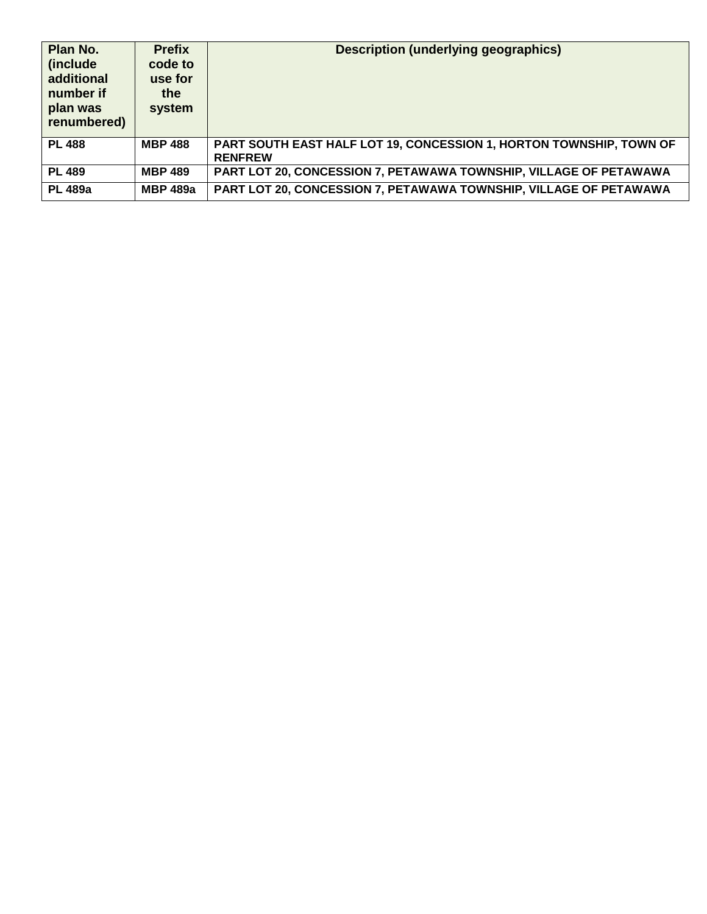| Plan No. (include additional number if plan was renumbered) | Prefix code to use for the system | Description (underlying geographics) |
| --- | --- | --- |
| **PL 488** | **MBP 488** | **PART SOUTH EAST HALF LOT 19, CONCESSION 1, HORTON TOWNSHIP, TOWN OF RENFREW** |
| **PL 489** | **MBP 489** | **PART LOT 20, CONCESSION 7, PETAWAWA TOWNSHIP, VILLAGE OF PETAWAWA** |
| **PL 489a** | **MBP 489a** | **PART LOT 20, CONCESSION 7, PETAWAWA TOWNSHIP, VILLAGE OF PETAWAWA** |